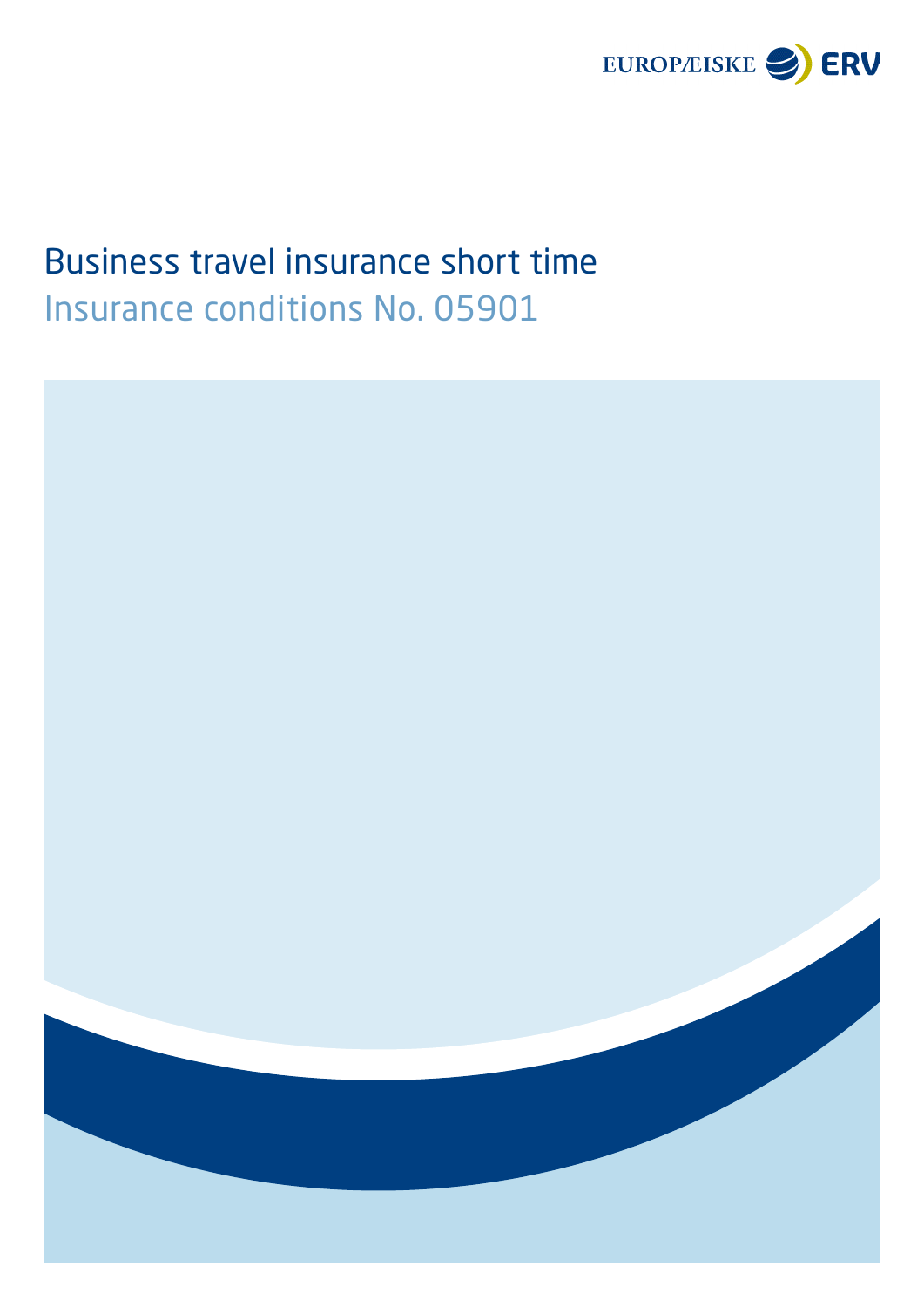EUROPÆISKE ERV

# Business travel insurance short time

## Insurance conditions No. 05901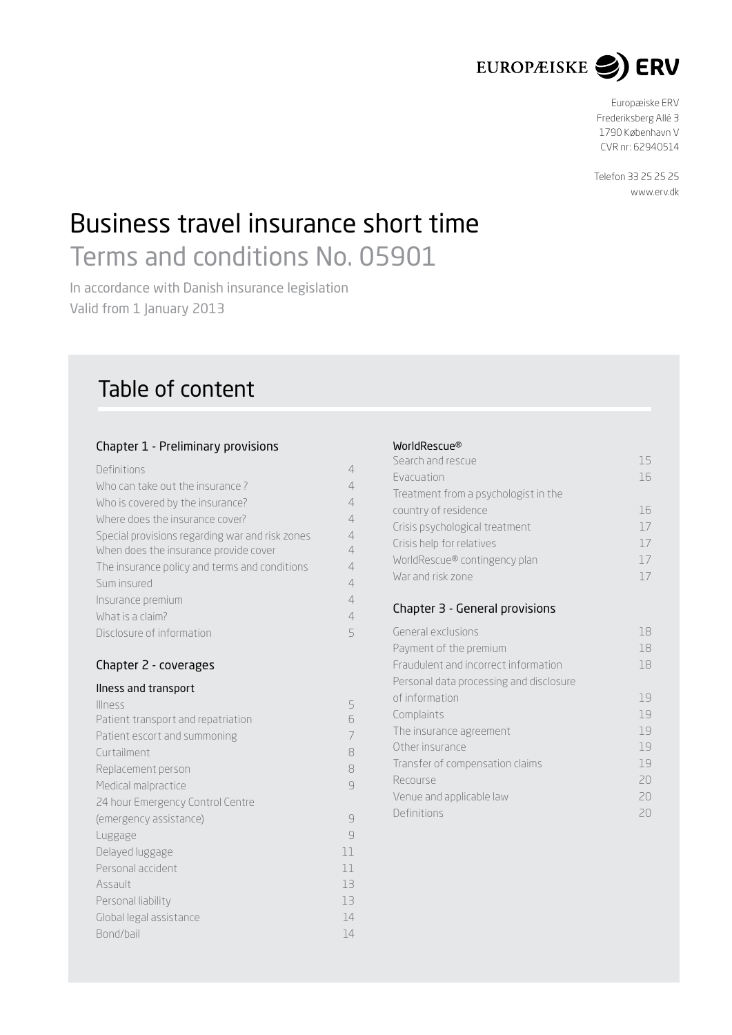EUROPÆISKE ERV

Europæiske ERV
Frederiksberg Allé 3
1790 København V
CVR nr: 62940514

Telefon 33 25 25 25
www.erv.dk

# Business travel insurance short time

## Terms and conditions No. 05901

In accordance with Danish insurance legislation
Valid from 1 January 2013

## Table of content

### Chapter 1 - Preliminary provisions

| | |
|---|---|
| Definitions | 4 |
| Who can take out the insurance ? | 4 |
| Who is covered by the insurance? | 4 |
| Where does the insurance cover? | 4 |
| Special provisions regarding war and risk zones | 4 |
| When does the insurance provide cover | 4 |
| The insurance policy and terms and conditions | 4 |
| Sum insured | 4 |
| Insurance premium | 4 |
| What is a claim? | 4 |
| Disclosure of information | 5 |

### Chapter 2 - coverages

**Ilness and transport**

| | |
|---|---|
| Illness | 5 |
| Patient transport and repatriation | 6 |
| Patient escort and summoning | 7 |
| Curtailment | 8 |
| Replacement person | 8 |
| Medical malpractice | 9 |
| 24 hour Emergency Control Centre (emergency assistance) | 9 |
| Luggage | 9 |
| Delayed luggage | 11 |
| Personal accident | 11 |
| Assault | 13 |
| Personal liability | 13 |
| Global legal assistance | 14 |
| Bond/bail | 14 |

**WorldRescue®**

| | |
|---|---|
| Search and rescue | 15 |
| Evacuation | 16 |
| Treatment from a psychologist in the country of residence | 16 |
| Crisis psychological treatment | 17 |
| Crisis help for relatives | 17 |
| WorldRescue® contingency plan | 17 |
| War and risk zone | 17 |

### Chapter 3 - General provisions

| | |
|---|---|
| General exclusions | 18 |
| Payment of the premium | 18 |
| Fraudulent and incorrect information | 18 |
| Personal data processing and disclosure of information | 19 |
| Complaints | 19 |
| The insurance agreement | 19 |
| Other insurance | 19 |
| Transfer of compensation claims | 19 |
| Recourse | 20 |
| Venue and applicable law | 20 |
| Definitions | 20 |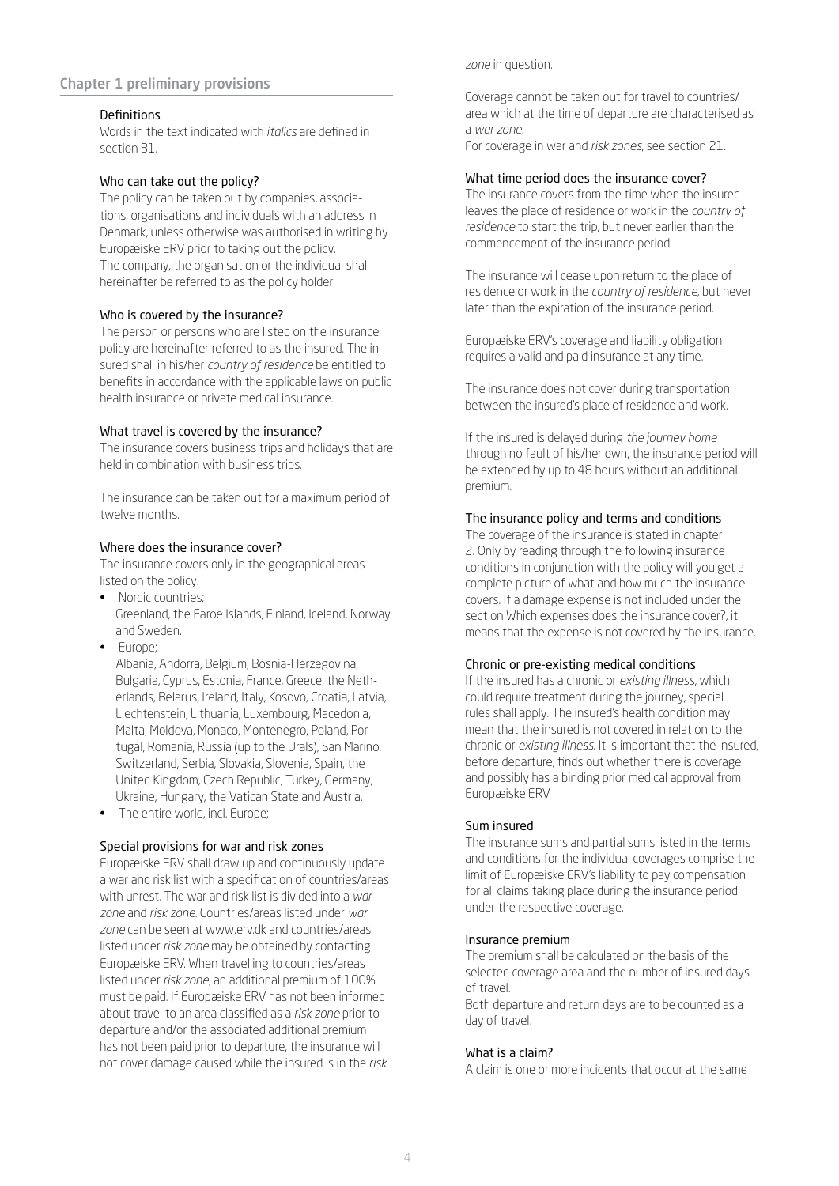## Chapter 1 preliminary provisions

### Definitions

Words in the text indicated with *italics* are defined in section 31.

### Who can take out the policy?

The policy can be taken out by companies, associations, organisations and individuals with an address in Denmark, unless otherwise was authorised in writing by Europæiske ERV prior to taking out the policy. The company, the organisation or the individual shall hereinafter be referred to as the policy holder.

### Who is covered by the insurance?

The person or persons who are listed on the insurance policy are hereinafter referred to as the insured. The insured shall in his/her *country of residence* be entitled to benefits in accordance with the applicable laws on public health insurance or private medical insurance.

### What travel is covered by the insurance?

The insurance covers business trips and holidays that are held in combination with business trips.

The insurance can be taken out for a maximum period of twelve months.

### Where does the insurance cover?

The insurance covers only in the geographical areas listed on the policy.

- Nordic countries;
  Greenland, the Faroe Islands, Finland, Iceland, Norway and Sweden.
- Europe;
  Albania, Andorra, Belgium, Bosnia-Herzegovina, Bulgaria, Cyprus, Estonia, France, Greece, the Netherlands, Belarus, Ireland, Italy, Kosovo, Croatia, Latvia, Liechtenstein, Lithuania, Luxembourg, Macedonia, Malta, Moldova, Monaco, Montenegro, Poland, Portugal, Romania, Russia (up to the Urals), San Marino, Switzerland, Serbia, Slovakia, Slovenia, Spain, the United Kingdom, Czech Republic, Turkey, Germany, Ukraine, Hungary, the Vatican State and Austria.
- The entire world, incl. Europe;

### Special provisions for war and risk zones

Europæiske ERV shall draw up and continuously update a war and risk list with a specification of countries/areas with unrest. The war and risk list is divided into a *war zone* and *risk zone*. Countries/areas listed under *war zone* can be seen at www.erv.dk and countries/areas listed under *risk zone* may be obtained by contacting Europæiske ERV. When travelling to countries/areas listed under *risk zone*, an additional premium of 100% must be paid. If Europæiske ERV has not been informed about travel to an area classified as a *risk zone* prior to departure and/or the associated additional premium has not been paid prior to departure, the insurance will not cover damage caused while the insured is in the *risk zone* in question.

Coverage cannot be taken out for travel to countries/area which at the time of departure are characterised as a *war zone*.
For coverage in war and *risk zones*, see section 21.

### What time period does the insurance cover?

The insurance covers from the time when the insured leaves the place of residence or work in the *country of residence* to start the trip, but never earlier than the commencement of the insurance period.

The insurance will cease upon return to the place of residence or work in the *country of residence*, but never later than the expiration of the insurance period.

Europæiske ERV's coverage and liability obligation requires a valid and paid insurance at any time.

The insurance does not cover during transportation between the insured's place of residence and work.

If the insured is delayed during *the journey home* through no fault of his/her own, the insurance period will be extended by up to 48 hours without an additional premium.

### The insurance policy and terms and conditions

The coverage of the insurance is stated in chapter 2. Only by reading through the following insurance conditions in conjunction with the policy will you get a complete picture of what and how much the insurance covers. If a damage expense is not included under the section Which expenses does the insurance cover?, it means that the expense is not covered by the insurance.

### Chronic or pre-existing medical conditions

If the insured has a chronic or *existing illness*, which could require treatment during the journey, special rules shall apply. The insured's health condition may mean that the insured is not covered in relation to the chronic or *existing illness*. It is important that the insured, before departure, finds out whether there is coverage and possibly has a binding prior medical approval from Europæiske ERV.

### Sum insured

The insurance sums and partial sums listed in the terms and conditions for the individual coverages comprise the limit of Europæiske ERV's liability to pay compensation for all claims taking place during the insurance period under the respective coverage.

### Insurance premium

The premium shall be calculated on the basis of the selected coverage area and the number of insured days of travel.
Both departure and return days are to be counted as a day of travel.

### What is a claim?

A claim is one or more incidents that occur at the same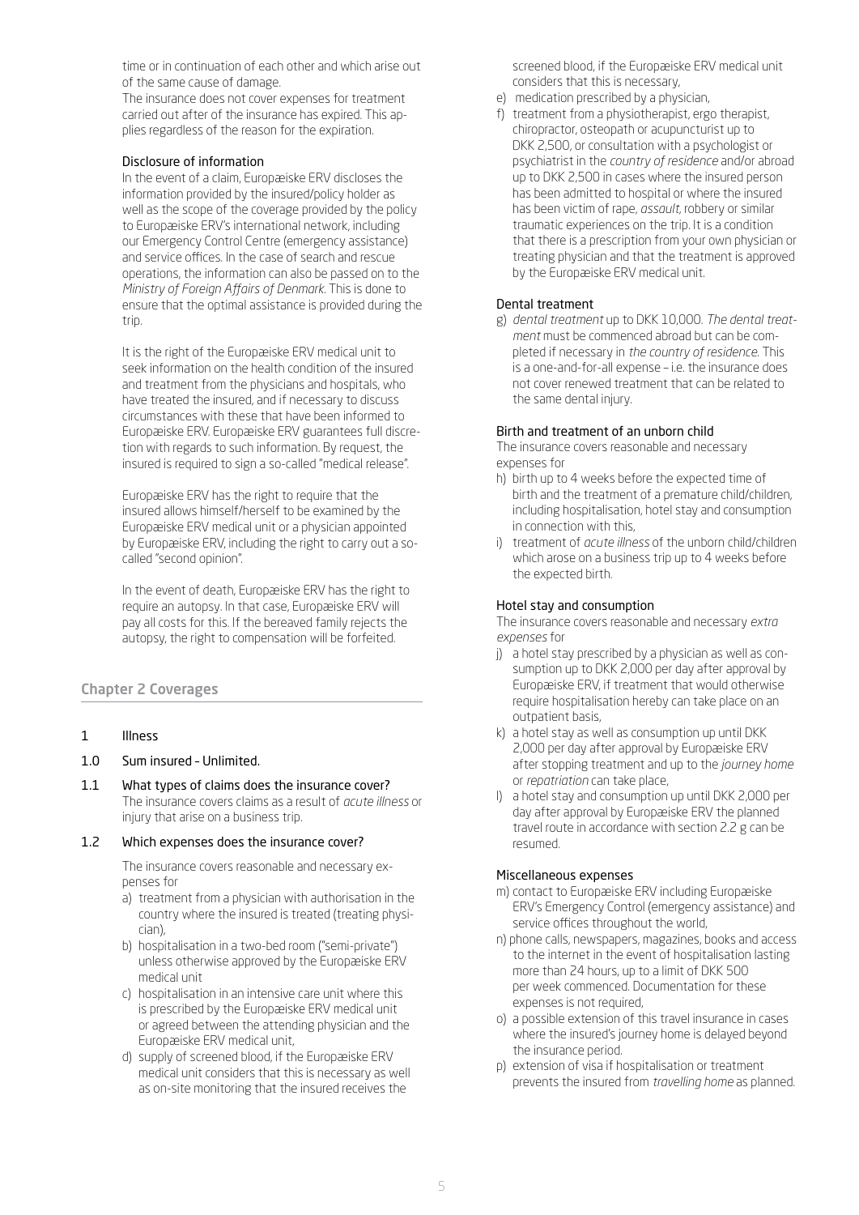time or in continuation of each other and which arise out of the same cause of damage.

The insurance does not cover expenses for treatment carried out after of the insurance has expired. This applies regardless of the reason for the expiration.

Disclosure of information

In the event of a claim, Europæiske ERV discloses the information provided by the insured/policy holder as well as the scope of the coverage provided by the policy to Europæiske ERV's international network, including our Emergency Control Centre (emergency assistance) and service offices. In the case of search and rescue operations, the information can also be passed on to the *Ministry of Foreign Affairs of Denmark*. This is done to ensure that the optimal assistance is provided during the trip.

It is the right of the Europæiske ERV medical unit to seek information on the health condition of the insured and treatment from the physicians and hospitals, who have treated the insured, and if necessary to discuss circumstances with these that have been informed to Europæiske ERV. Europæiske ERV guarantees full discretion with regards to such information. By request, the insured is required to sign a so-called "medical release".

Europæiske ERV has the right to require that the insured allows himself/herself to be examined by the Europæiske ERV medical unit or a physician appointed by Europæiske ERV, including the right to carry out a so-called "second opinion".

In the event of death, Europæiske ERV has the right to require an autopsy. In that case, Europæiske ERV will pay all costs for this. If the bereaved family rejects the autopsy, the right to compensation will be forfeited.

## Chapter 2 Coverages

### 1 Illness

### 1.0 Sum insured – Unlimited.

### 1.1 What types of claims does the insurance cover?

The insurance covers claims as a result of *acute illness* or injury that arise on a business trip.

### 1.2 Which expenses does the insurance cover?

The insurance covers reasonable and necessary expenses for

a) treatment from a physician with authorisation in the country where the insured is treated (treating physician),
b) hospitalisation in a two-bed room ("semi-private") unless otherwise approved by the Europæiske ERV medical unit
c) hospitalisation in an intensive care unit where this is prescribed by the Europæiske ERV medical unit or agreed between the attending physician and the Europæiske ERV medical unit,
d) supply of screened blood, if the Europæiske ERV medical unit considers that this is necessary as well as on-site monitoring that the insured receives the screened blood, if the Europæiske ERV medical unit considers that this is necessary,
e) medication prescribed by a physician,
f) treatment from a physiotherapist, ergo therapist, chiropractor, osteopath or acupuncturist up to DKK 2,500, or consultation with a psychologist or psychiatrist in the *country of residence* and/or abroad up to DKK 2,500 in cases where the insured person has been admitted to hospital or where the insured has been victim of rape, *assault*, robbery or similar traumatic experiences on the trip. It is a condition that there is a prescription from your own physician or treating physician and that the treatment is approved by the Europæiske ERV medical unit.

Dental treatment

g) *dental treatment* up to DKK 10,000. *The dental treatment* must be commenced abroad but can be completed if necessary in *the country of residence*. This is a one-and-for-all expense – i.e. the insurance does not cover renewed treatment that can be related to the same dental injury.

Birth and treatment of an unborn child

The insurance covers reasonable and necessary expenses for

h) birth up to 4 weeks before the expected time of birth and the treatment of a premature child/children, including hospitalisation, hotel stay and consumption in connection with this,
i) treatment of *acute illness* of the unborn child/children which arose on a business trip up to 4 weeks before the expected birth.

Hotel stay and consumption

The insurance covers reasonable and necessary *extra expenses* for

j) a hotel stay prescribed by a physician as well as consumption up to DKK 2,000 per day after approval by Europæiske ERV, if treatment that would otherwise require hospitalisation hereby can take place on an outpatient basis,
k) a hotel stay as well as consumption up until DKK 2,000 per day after approval by Europæiske ERV after stopping treatment and up to the *journey home* or *repatriation* can take place,
l) a hotel stay and consumption up until DKK 2,000 per day after approval by Europæiske ERV the planned travel route in accordance with section 2.2 g can be resumed.

Miscellaneous expenses

m) contact to Europæiske ERV including Europæiske ERV's Emergency Control (emergency assistance) and service offices throughout the world,
n) phone calls, newspapers, magazines, books and access to the internet in the event of hospitalisation lasting more than 24 hours, up to a limit of DKK 500 per week commenced. Documentation for these expenses is not required,
o) a possible extension of this travel insurance in cases where the insured's journey home is delayed beyond the insurance period.
p) extension of visa if hospitalisation or treatment prevents the insured from *travelling home* as planned.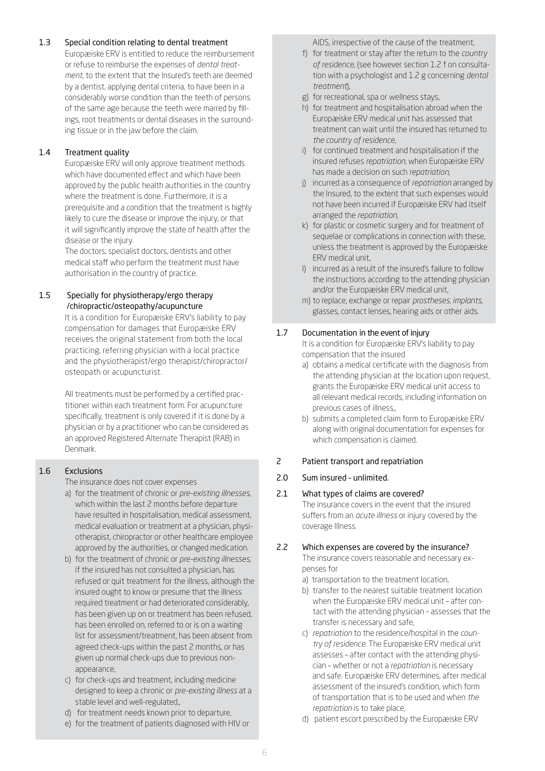### 1.3 Special condition relating to dental treatment

Europæiske ERV is entitled to reduce the reimbursement or refuse to reimburse the expenses of *dental treatment*, to the extent that the Insured's teeth are deemed by a dentist, applying dental criteria, to have been in a considerably worse condition than the teeth of persons of the same age because the teeth were marred by fillings, root treatments or dental diseases in the surrounding tissue or in the jaw before the claim.

### 1.4 Treatment quality

Europæiske ERV will only approve treatment methods which have documented effect and which have been approved by the public health authorities in the country where the treatment is done. Furthermore, it is a prerequisite and a condition that the treatment is highly likely to cure the disease or improve the injury, or that it will significantly improve the state of health after the disease or the injury.

The doctors, specialist doctors, dentists and other medical staff who perform the treatment must have authorisation in the country of practice.

### 1.5 Specially for physiotherapy/ergo therapy /chiropractic/osteopathy/acupuncture

It is a condition for Europæiske ERV's liability to pay compensation for damages that Europæiske ERV receives the original statement from both the local practicing, referring physician with a local practice and the physiotherapist/ergo therapist/chiropractor/osteopath or acupuncturist.

All treatments must be performed by a certified practitioner within each treatment form. For acupuncture specifically, treatment is only covered if it is done by a physician or by a practitioner who can be considered as an approved Registered Alternate Therapist (RAB) in Denmark.

### 1.6 Exclusions

The insurance does not cover expenses

a) for the treatment of chronic or *pre-existing illnesses*, which within the last 2 months before departure have resulted in hospitalisation, medical assessment, medical evaluation or treatment at a physician, physiotherapist, chiropractor or other healthcare employee approved by the authorities, or changed medication.
b) for the treatment of chronic or *pre-existing illnesses*, if the insured has not consulted a physician, has refused or quit treatment for the illness, although the insured ought to know or presume that the illness required treatment or had deteriorated considerably, has been given up on or treatment has been refused, has been enrolled on, referred to or is on a waiting list for assessment/treatment, has been absent from agreed check-ups within the past 2 months, or has given up normal check-ups due to previous non-appearance,
c) for check-ups and treatment, including medicine designed to keep a chronic or *pre-existing illness* at a stable level and well-regulated,,
d) for treatment needs known prior to departure,
e) for the treatment of patients diagnosed with HIV or AIDS, irrespective of the cause of the treatment,
f) for treatment or stay after the return to the *country of residence*, (see however section 1.2 f on consultation with a psychologist and 1.2 g concerning *dental treatment*),
g) for recreational, spa or wellness stays,
h) for treatment and hospitalisation abroad when the Europæiske ERV medical unit has assessed that treatment can wait until the insured has returned to *the country of residence*,
i) for continued treatment and hospitalisation if the insured refuses *repatriation*, when Europæiske ERV has made a decision on such *repatriation*,
j) incurred as a consequence of *repatriation* arranged by the Insured, to the extent that such expenses would not have been incurred if Europæiske ERV had itself arranged the *repatriation*,
k) for plastic or cosmetic surgery and for treatment of sequelae or complications in connection with these, unless the treatment is approved by the Europæiske ERV medical unit,
l) incurred as a result of the insured's failure to follow the instructions according to the attending physician and/or the Europæiske ERV medical unit,
m) to replace, exchange or repair *prostheses*, *implants*, glasses, contact lenses, hearing aids or other aids.

### 1.7 Documentation in the event of injury

It is a condition for Europæiske ERV's liability to pay compensation that the insured

a) obtains a medical certificate with the diagnosis from the attending physician at the location upon request, grants the Europæiske ERV medical unit access to all relevant medical records, including information on previous cases of illness,,
b) submits a completed claim form to Europæiske ERV along with original documentation for expenses for which compensation is claimed.

## 2 Patient transport and repatriation

### 2.0 Sum insured – unlimited.

### 2.1 What types of claims are covered?

The insurance covers in the event that the insured suffers from an *acute illness* or injury covered by the coverage Illness.

### 2.2 Which expenses are covered by the insurance?

The insurance covers reasonable and necessary expenses for

a) transportation to the treatment location,
b) transfer to the nearest suitable treatment location when the Europæiske ERV medical unit – after contact with the attending physician – assesses that the transfer is necessary and safe,
c) *repatriation* to the residence/hospital in the *country of residence*. The Europæiske ERV medical unit assesses – after contact with the attending physician – whether or not a *repatriation* is necessary and safe. Europæiske ERV determines, after medical assessment of the insured's condition, which form of transportation that is to be used and when *the repatriation* is to take place,
d) patient escort prescribed by the Europæiske ERV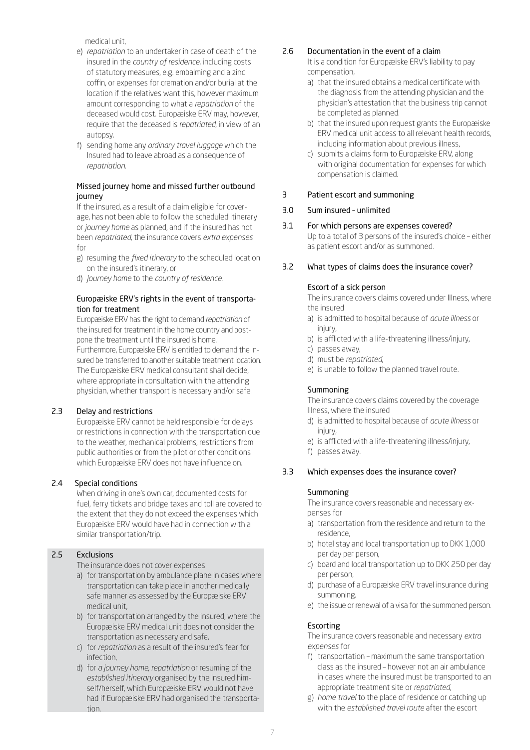medical unit,

e) *repatriation* to an undertaker in case of death of the insured in the *country of residence*, including costs of statutory measures, e.g. embalming and a zinc coffin, or expenses for cremation and/or burial at the location if the relatives want this, however maximum amount corresponding to what a *repatriation* of the deceased would cost. Europæiske ERV may, however, require that the deceased is *repatriated*, in view of an autopsy.
f) sending home any *ordinary travel luggage* which the Insured had to leave abroad as a consequence of *repatriation*.

#### Missed journey home and missed further outbound journey

If the insured, as a result of a claim eligible for coverage, has not been able to follow the scheduled itinerary or *journey home* as planned, and if the insured has not been *repatriated*, the insurance covers *extra expenses* for

g) resuming the *fixed itinerary* to the scheduled location on the insured's itinerary, or
d) *Journey home* to the *country of residence*.

#### Europæiske ERV's rights in the event of transportation for treatment

Europæiske ERV has the right to demand *repatriation* of the insured for treatment in the home country and postpone the treatment until the insured is home.
Furthermore, Europæiske ERV is entitled to demand the insured be transferred to another suitable treatment location. The Europæiske ERV medical consultant shall decide, where appropriate in consultation with the attending physician, whether transport is necessary and/or safe.

### 2.3 Delay and restrictions

Europæiske ERV cannot be held responsible for delays or restrictions in connection with the transportation due to the weather, mechanical problems, restrictions from public authorities or from the pilot or other conditions which Europæiske ERV does not have influence on.

### 2.4 Special conditions

When driving in one's own car, documented costs for fuel, ferry tickets and bridge taxes and toll are covered to the extent that they do not exceed the expenses which Europæiske ERV would have had in connection with a similar transportation/trip.

### 2.5 Exclusions

The insurance does not cover expenses

a) for transportation by ambulance plane in cases where transportation can take place in another medically safe manner as assessed by the Europæiske ERV medical unit,
b) for transportation arranged by the insured, where the Europæiske ERV medical unit does not consider the transportation as necessary and safe,
c) for *repatriation* as a result of the insured's fear for infection,
d) for *a journey home*, *repatriation* or resuming of the *established itinerary* organised by the insured himself/herself, which Europæiske ERV would not have had if Europæiske ERV had organised the transportation.

### 2.6 Documentation in the event of a claim

It is a condition for Europæiske ERV's liability to pay compensation,

a) that the insured obtains a medical certificate with the diagnosis from the attending physician and the physician's attestation that the business trip cannot be completed as planned.
b) that the insured upon request grants the Europæiske ERV medical unit access to all relevant health records, including information about previous illness,
c) submits a claims form to Europæiske ERV, along with original documentation for expenses for which compensation is claimed.

## 3 Patient escort and summoning

### 3.0 Sum insured – unlimited

### 3.1 For which persons are expenses covered?

Up to a total of 3 persons of the insured's choice – either as patient escort and/or as summoned.

### 3.2 What types of claims does the insurance cover?

#### Escort of a sick person

The insurance covers claims covered under Illness, where the insured

a) is admitted to hospital because of *acute illness* or injury,
b) is afflicted with a life-threatening illness/injury,
c) passes away,
d) must be *repatriated*,
e) is unable to follow the planned travel route.

#### Summoning

The insurance covers claims covered by the coverage Illness, where the insured

d) is admitted to hospital because of *acute illness* or injury,
e) is afflicted with a life-threatening illness/injury,
f) passes away.

### 3.3 Which expenses does the insurance cover?

#### Summoning

The insurance covers reasonable and necessary expenses for

a) transportation from the residence and return to the residence,
b) hotel stay and local transportation up to DKK 1,000 per day per person,
c) board and local transportation up to DKK 250 per day per person,
d) purchase of a Europæiske ERV travel insurance during summoning.
e) the issue or renewal of a visa for the summoned person.

#### Escorting

The insurance covers reasonable and necessary *extra expenses* for

f) transportation – maximum the same transportation class as the insured – however not an air ambulance in cases where the insured must be transported to an appropriate treatment site or *repatriated*,
g) *home travel* to the place of residence or catching up with the *established travel route* after the escort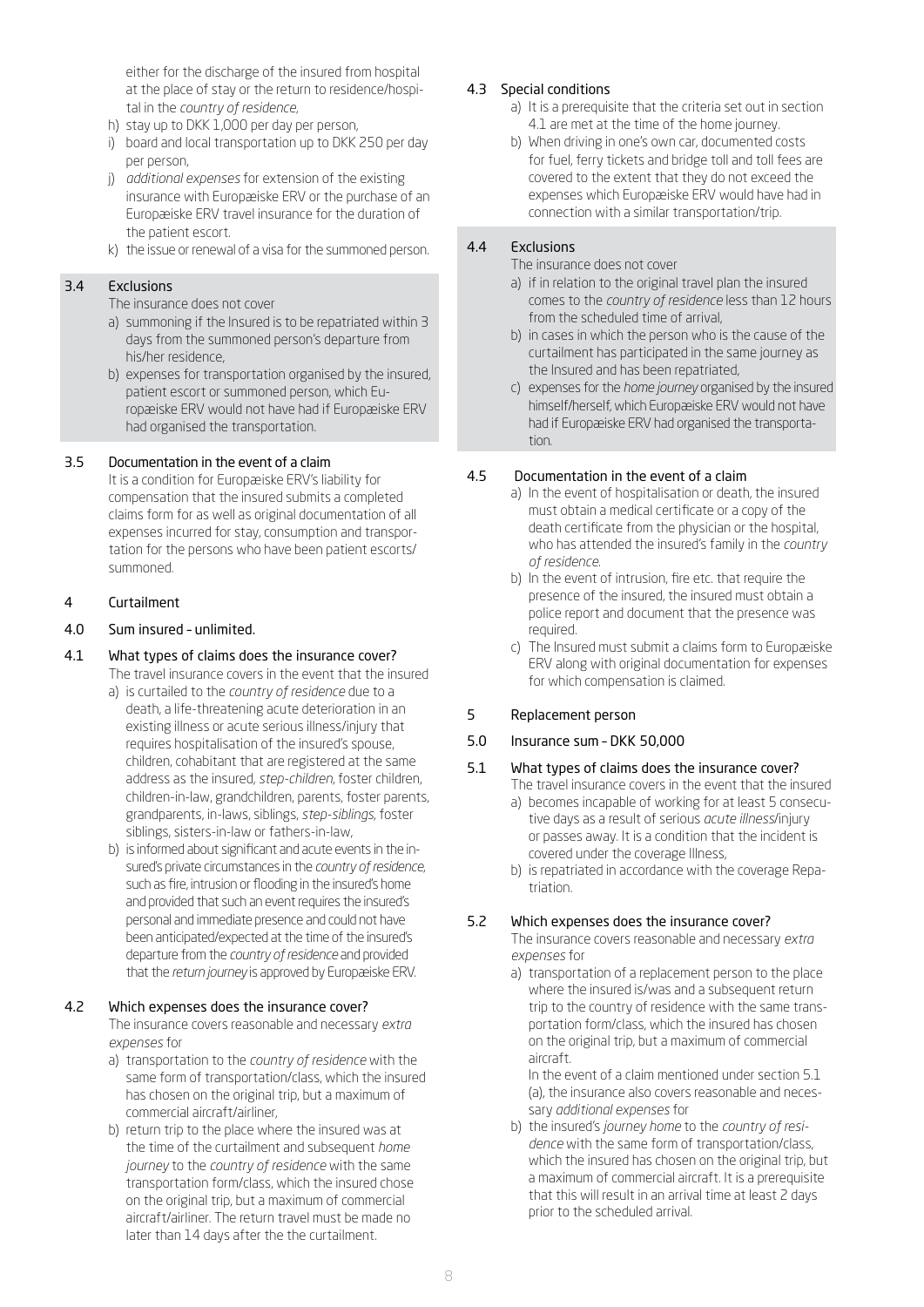either for the discharge of the insured from hospital at the place of stay or the return to residence/hospital in the *country of residence*,

h) stay up to DKK 1,000 per day per person,
i) board and local transportation up to DKK 250 per day per person,
j) *additional expenses* for extension of the existing insurance with Europæiske ERV or the purchase of an Europæiske ERV travel insurance for the duration of the patient escort.
k) the issue or renewal of a visa for the summoned person.

### 3.4 Exclusions

The insurance does not cover

a) summoning if the Insured is to be repatriated within 3 days from the summoned person's departure from his/her residence,
b) expenses for transportation organised by the insured, patient escort or summoned person, which Europæiske ERV would not have had if Europæiske ERV had organised the transportation.

### 3.5 Documentation in the event of a claim

It is a condition for Europæiske ERV's liability for compensation that the insured submits a completed claims form for as well as original documentation of all expenses incurred for stay, consumption and transportation for the persons who have been patient escorts/ summoned.

## 4 Curtailment

### 4.0 Sum insured – unlimited.

### 4.1 What types of claims does the insurance cover?

The travel insurance covers in the event that the insured

a) is curtailed to the *country of residence* due to a death, a life-threatening acute deterioration in an existing illness or acute serious illness/injury that requires hospitalisation of the insured's spouse, children, cohabitant that are registered at the same address as the insured, *step-children*, foster children, children-in-law, grandchildren, parents, foster parents, grandparents, in-laws, siblings, *step-siblings*, foster siblings, sisters-in-law or fathers-in-law,
b) is informed about significant and acute events in the insured's private circumstances in the *country of residence*, such as fire, intrusion or flooding in the insured's home and provided that such an event requires the insured's personal and immediate presence and could not have been anticipated/expected at the time of the insured's departure from the *country of residence* and provided that the *return journey* is approved by Europæiske ERV.

### 4.2 Which expenses does the insurance cover?

The insurance covers reasonable and necessary *extra expenses* for

a) transportation to the *country of residence* with the same form of transportation/class, which the insured has chosen on the original trip, but a maximum of commercial aircraft/airliner,
b) return trip to the place where the insured was at the time of the curtailment and subsequent *home journey* to the *country of residence* with the same transportation form/class, which the insured chose on the original trip, but a maximum of commercial aircraft/airliner. The return travel must be made no later than 14 days after the the curtailment.

### 4.3 Special conditions

a) It is a prerequisite that the criteria set out in section 4.1 are met at the time of the home journey.
b) When driving in one's own car, documented costs for fuel, ferry tickets and bridge toll and toll fees are covered to the extent that they do not exceed the expenses which Europæiske ERV would have had in connection with a similar transportation/trip.

### 4.4 Exclusions

The insurance does not cover

a) if in relation to the original travel plan the insured comes to the *country of residence* less than 12 hours from the scheduled time of arrival,
b) in cases in which the person who is the cause of the curtailment has participated in the same journey as the Insured and has been repatriated,
c) expenses for the *home journey* organised by the insured himself/herself, which Europæiske ERV would not have had if Europæiske ERV had organised the transportation.

### 4.5 Documentation in the event of a claim

a) In the event of hospitalisation or death, the insured must obtain a medical certificate or a copy of the death certificate from the physician or the hospital, who has attended the insured's family in the *country of residence*.
b) In the event of intrusion, fire etc. that require the presence of the insured, the insured must obtain a police report and document that the presence was required.
c) The Insured must submit a claims form to Europæiske ERV along with original documentation for expenses for which compensation is claimed.

## 5 Replacement person

### 5.0 Insurance sum – DKK 50,000

### 5.1 What types of claims does the insurance cover?

The travel insurance covers in the event that the insured

a) becomes incapable of working for at least 5 consecutive days as a result of serious *acute illness*/injury or passes away. It is a condition that the incident is covered under the coverage Illness,
b) is repatriated in accordance with the coverage Repatriation.

### 5.2 Which expenses does the insurance cover?

The insurance covers reasonable and necessary *extra expenses* for

a) transportation of a replacement person to the place where the insured is/was and a subsequent return trip to the country of residence with the same transportation form/class, which the insured has chosen on the original trip, but a maximum of commercial aircraft.

In the event of a claim mentioned under section 5.1 (a), the insurance also covers reasonable and necessary *additional expenses* for

b) the insured's *journey home* to the *country of residence* with the same form of transportation/class, which the insured has chosen on the original trip, but a maximum of commercial aircraft. It is a prerequisite that this will result in an arrival time at least 2 days prior to the scheduled arrival.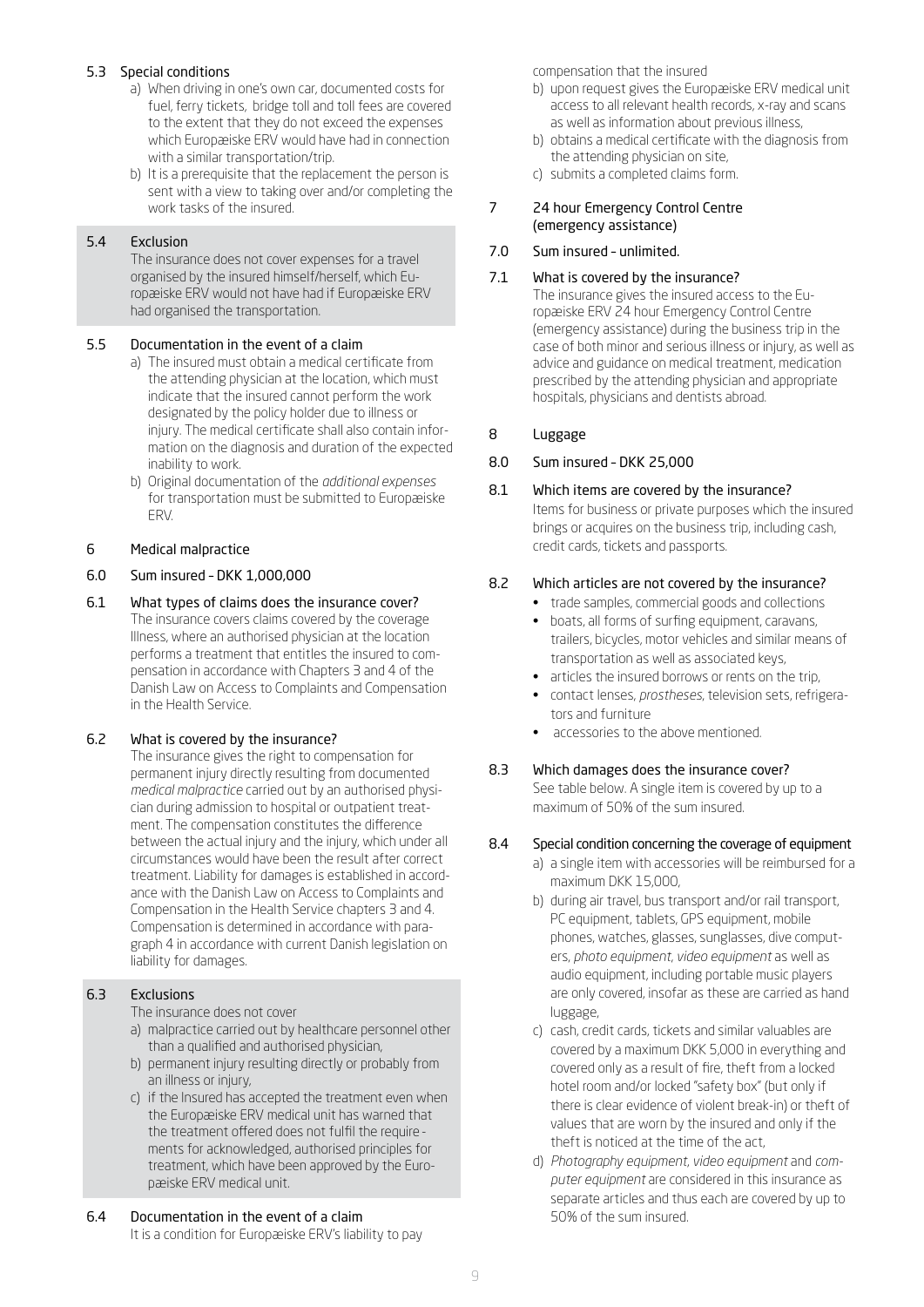### 5.3 Special conditions

a) When driving in one's own car, documented costs for fuel, ferry tickets, bridge toll and toll fees are covered to the extent that they do not exceed the expenses which Europæiske ERV would have had in connection with a similar transportation/trip.

b) It is a prerequisite that the replacement the person is sent with a view to taking over and/or completing the work tasks of the insured.

### 5.4 Exclusion

The insurance does not cover expenses for a travel organised by the insured himself/herself, which Europæiske ERV would not have had if Europæiske ERV had organised the transportation.

### 5.5 Documentation in the event of a claim

a) The insured must obtain a medical certificate from the attending physician at the location, which must indicate that the insured cannot perform the work designated by the policy holder due to illness or injury. The medical certificate shall also contain information on the diagnosis and duration of the expected inability to work.

b) Original documentation of the *additional expenses* for transportation must be submitted to Europæiske ERV.

## 6 Medical malpractice

### 6.0 Sum insured – DKK 1,000,000

### 6.1 What types of claims does the insurance cover?

The insurance covers claims covered by the coverage Illness, where an authorised physician at the location performs a treatment that entitles the insured to compensation in accordance with Chapters 3 and 4 of the Danish Law on Access to Complaints and Compensation in the Health Service.

### 6.2 What is covered by the insurance?

The insurance gives the right to compensation for permanent injury directly resulting from documented *medical malpractice* carried out by an authorised physician during admission to hospital or outpatient treatment. The compensation constitutes the difference between the actual injury and the injury, which under all circumstances would have been the result after correct treatment. Liability for damages is established in accordance with the Danish Law on Access to Complaints and Compensation in the Health Service chapters 3 and 4. Compensation is determined in accordance with paragraph 4 in accordance with current Danish legislation on liability for damages.

### 6.3 Exclusions

The insurance does not cover

a) malpractice carried out by healthcare personnel other than a qualified and authorised physician,

b) permanent injury resulting directly or probably from an illness or injury,

c) if the Insured has accepted the treatment even when the Europæiske ERV medical unit has warned that the treatment offered does not fulfil the requirements for acknowledged, authorised principles for treatment, which have been approved by the Europæiske ERV medical unit.

### 6.4 Documentation in the event of a claim

It is a condition for Europæiske ERV's liability to pay compensation that the insured

b) upon request gives the Europæiske ERV medical unit access to all relevant health records, x-ray and scans as well as information about previous illness,

b) obtains a medical certificate with the diagnosis from the attending physician on site,

c) submits a completed claims form.

## 7 24 hour Emergency Control Centre (emergency assistance)

### 7.0 Sum insured – unlimited.

### 7.1 What is covered by the insurance?

The insurance gives the insured access to the Europæiske ERV 24 hour Emergency Control Centre (emergency assistance) during the business trip in the case of both minor and serious illness or injury, as well as advice and guidance on medical treatment, medication prescribed by the attending physician and appropriate hospitals, physicians and dentists abroad.

## 8 Luggage

### 8.0 Sum insured – DKK 25,000

### 8.1 Which items are covered by the insurance?

Items for business or private purposes which the insured brings or acquires on the business trip, including cash, credit cards, tickets and passports.

### 8.2 Which articles are not covered by the insurance?

- trade samples, commercial goods and collections
- boats, all forms of surfing equipment, caravans, trailers, bicycles, motor vehicles and similar means of transportation as well as associated keys,
- articles the insured borrows or rents on the trip,
- contact lenses, *prostheses*, television sets, refrigerators and furniture
- accessories to the above mentioned.

### 8.3 Which damages does the insurance cover?

See table below. A single item is covered by up to a maximum of 50% of the sum insured.

### 8.4 Special condition concerning the coverage of equipment

a) a single item with accessories will be reimbursed for a maximum DKK 15,000,

b) during air travel, bus transport and/or rail transport, PC equipment, tablets, GPS equipment, mobile phones, watches, glasses, sunglasses, dive computers, *photo equipment*, *video equipment* as well as audio equipment, including portable music players are only covered, insofar as these are carried as hand luggage,

c) cash, credit cards, tickets and similar valuables are covered by a maximum DKK 5,000 in everything and covered only as a result of fire, theft from a locked hotel room and/or locked "safety box" (but only if there is clear evidence of violent break-in) or theft of values that are worn by the insured and only if the theft is noticed at the time of the act,

d) *Photography equipment*, *video equipment* and *computer equipment* are considered in this insurance as separate articles and thus each are covered by up to 50% of the sum insured.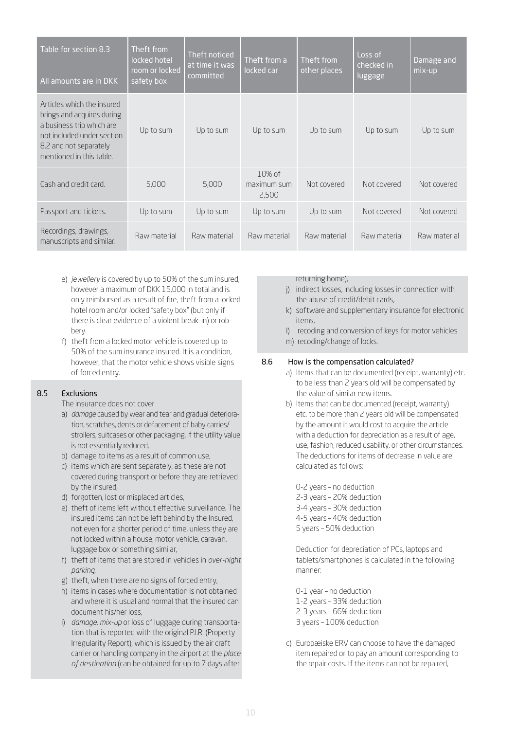| Table for section 8.3<br><br>All amounts are in DKK | Theft from locked hotel room or locked safety box | Theft noticed at time it was committed | Theft from a locked car | Theft from other places | Loss of checked in luggage | Damage and mix-up |
|---|---|---|---|---|---|---|
| Articles which the insured brings and acquires during a business trip which are not included under section 8.2 and not separately mentioned in this table. | Up to sum | Up to sum | Up to sum | Up to sum | Up to sum | Up to sum |
| Cash and credit card. | 5,000 | 5,000 | 10% of maximum sum 2,500 | Not covered | Not covered | Not covered |
| Passport and tickets. | Up to sum | Up to sum | Up to sum | Up to sum | Not covered | Not covered |
| Recordings, drawings, manuscripts and similar. | Raw material | Raw material | Raw material | Raw material | Raw material | Raw material |

e) *jewellery* is covered by up to 50% of the sum insured, however a maximum of DKK 15,000 in total and is only reimbursed as a result of fire, theft from a locked hotel room and/or locked "safety box" (but only if there is clear evidence of a violent break-in) or robbery.

f) theft from a locked motor vehicle is covered up to 50% of the sum insurance insured. It is a condition, however, that the motor vehicle shows visible signs of forced entry.

## 8.5 Exclusions

The insurance does not cover

a) *damage* caused by wear and tear and gradual deterioration, scratches, dents or defacement of baby carries/strollers, suitcases or other packaging, if the utility value is not essentially reduced,

b) damage to items as a result of common use,

c) items which are sent separately, as these are not covered during transport or before they are retrieved by the insured,

d) forgotten, lost or misplaced articles,

e) theft of items left without effective surveillance. The insured items can not be left behind by the Insured, not even for a shorter period of time, unless they are not locked within a house, motor vehicle, caravan, luggage box or something similar,

f) theft of items that are stored in vehicles in *over-night parking*,

g) theft, when there are no signs of forced entry,

h) items in cases where documentation is not obtained and where it is usual and normal that the insured can document his/her loss,

i) *damage, mix-up* or loss of luggage during transportation that is reported with the original P.I.R. (Property Irregularity Report), which is issued by the air craft carrier or handling company in the airport at the *place of destination* (can be obtained for up to 7 days after returning home),

j) indirect losses, including losses in connection with the abuse of credit/debit cards,

k) software and supplementary insurance for electronic items,

l) recoding and conversion of keys for motor vehicles

m) recoding/change of locks.

## 8.6 How is the compensation calculated?

a) Items that can be documented (receipt, warranty) etc. to be less than 2 years old will be compensated by the value of similar new items.

b) Items that can be documented (receipt, warranty) etc. to be more than 2 years old will be compensated by the amount it would cost to acquire the article with a deduction for depreciation as a result of age, use, fashion, reduced usability, or other circumstances. The deductions for items of decrease in value are calculated as follows:

0-2 years – no deduction
2-3 years – 20% deduction
3-4 years – 30% deduction
4-5 years – 40% deduction
5 years – 50% deduction

Deduction for depreciation of PCs, laptops and tablets/smartphones is calculated in the following manner:

0-1 year – no deduction
1-2 years – 33% deduction
2-3 years – 66% deduction
3 years – 100% deduction

c) Europæiske ERV can choose to have the damaged item repaired or to pay an amount corresponding to the repair costs. If the items can not be repaired,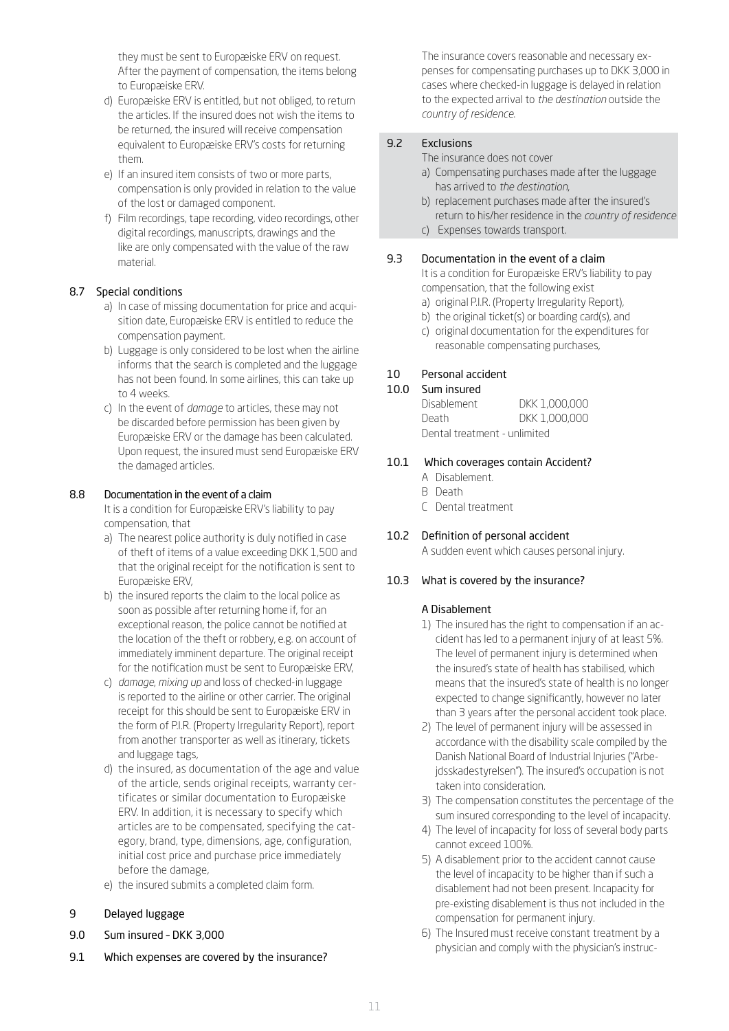they must be sent to Europæiske ERV on request. After the payment of compensation, the items belong to Europæiske ERV.

d) Europæiske ERV is entitled, but not obliged, to return the articles. If the insured does not wish the items to be returned, the insured will receive compensation equivalent to Europæiske ERV's costs for returning them.
e) If an insured item consists of two or more parts, compensation is only provided in relation to the value of the lost or damaged component.
f) Film recordings, tape recording, video recordings, other digital recordings, manuscripts, drawings and the like are only compensated with the value of the raw material.

### 8.7 Special conditions

a) In case of missing documentation for price and acquisition date, Europæiske ERV is entitled to reduce the compensation payment.
b) Luggage is only considered to be lost when the airline informs that the search is completed and the luggage has not been found. In some airlines, this can take up to 4 weeks.
c) In the event of *damage* to articles, these may not be discarded before permission has been given by Europæiske ERV or the damage has been calculated. Upon request, the insured must send Europæiske ERV the damaged articles.

### 8.8 Documentation in the event of a claim

It is a condition for Europæiske ERV's liability to pay compensation, that

a) The nearest police authority is duly notified in case of theft of items of a value exceeding DKK 1,500 and that the original receipt for the notification is sent to Europæiske ERV,
b) the insured reports the claim to the local police as soon as possible after returning home if, for an exceptional reason, the police cannot be notified at the location of the theft or robbery, e.g. on account of immediately imminent departure. The original receipt for the notification must be sent to Europæiske ERV,
c) *damage, mixing up* and loss of checked-in luggage is reported to the airline or other carrier. The original receipt for this should be sent to Europæiske ERV in the form of P.I.R. (Property Irregularity Report), report from another transporter as well as itinerary, tickets and luggage tags,
d) the insured, as documentation of the age and value of the article, sends original receipts, warranty certificates or similar documentation to Europæiske ERV. In addition, it is necessary to specify which articles are to be compensated, specifying the category, brand, type, dimensions, age, configuration, initial cost price and purchase price immediately before the damage,
e) the insured submits a completed claim form.

## 9 Delayed luggage

### 9.0 Sum insured – DKK 3,000

### 9.1 Which expenses are covered by the insurance?

The insurance covers reasonable and necessary expenses for compensating purchases up to DKK 3,000 in cases where checked-in luggage is delayed in relation to the expected arrival to *the destination* outside the *country of residence*.

### 9.2 Exclusions

The insurance does not cover

a) Compensating purchases made after the luggage has arrived to *the destination*,
b) replacement purchases made after the insured's return to his/her residence in the *country of residence*
c) Expenses towards transport.

### 9.3 Documentation in the event of a claim

It is a condition for Europæiske ERV's liability to pay compensation, that the following exist

a) original P.I.R. (Property Irregularity Report),
b) the original ticket(s) or boarding card(s), and
c) original documentation for the expenditures for reasonable compensating purchases,

## 10 Personal accident

### 10.0 Sum insured

| | |
|---|---|
| Disablement | DKK 1,000,000 |
| Death | DKK 1,000,000 |
| Dental treatment - unlimited | |

### 10.1 Which coverages contain Accident?

A Disablement.
B Death
C Dental treatment

### 10.2 Definition of personal accident

A sudden event which causes personal injury.

### 10.3 What is covered by the insurance?

#### A Disablement

1) The insured has the right to compensation if an accident has led to a permanent injury of at least 5%. The level of permanent injury is determined when the insured's state of health has stabilised, which means that the insured's state of health is no longer expected to change significantly, however no later than 3 years after the personal accident took place.
2) The level of permanent injury will be assessed in accordance with the disability scale compiled by the Danish National Board of Industrial Injuries ("Arbejdsskadestyrelsen"). The insured's occupation is not taken into consideration.
3) The compensation constitutes the percentage of the sum insured corresponding to the level of incapacity.
4) The level of incapacity for loss of several body parts cannot exceed 100%.
5) A disablement prior to the accident cannot cause the level of incapacity to be higher than if such a disablement had not been present. Incapacity for pre-existing disablement is thus not included in the compensation for permanent injury.
6) The Insured must receive constant treatment by a physician and comply with the physician's instruc-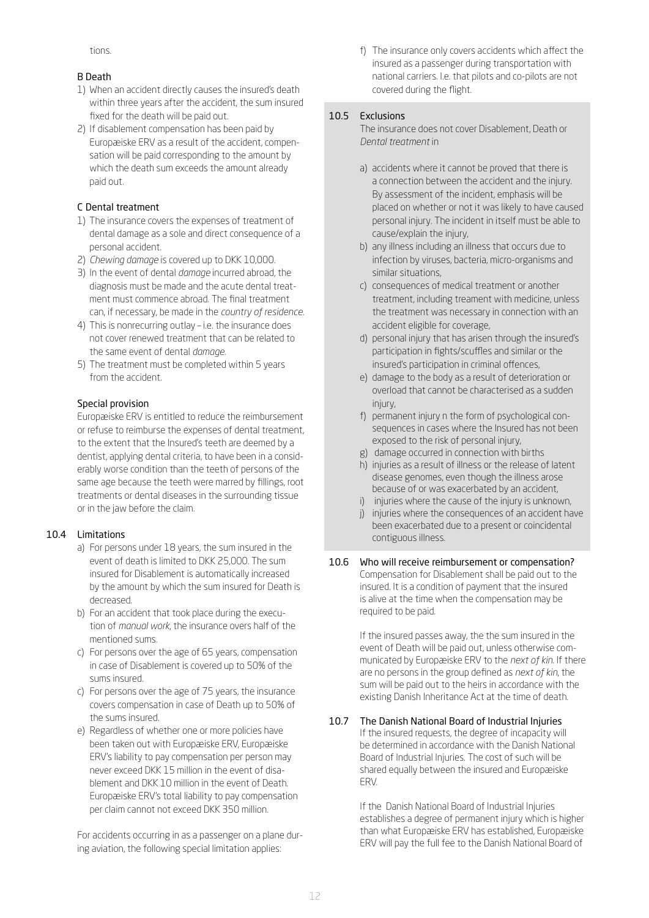tions.

### B Death

1) When an accident directly causes the insured's death within three years after the accident, the sum insured fixed for the death will be paid out.
2) If disablement compensation has been paid by Europæiske ERV as a result of the accident, compensation will be paid corresponding to the amount by which the death sum exceeds the amount already paid out.

### C Dental treatment

1) The insurance covers the expenses of treatment of dental damage as a sole and direct consequence of a personal accident.
2) *Chewing damage* is covered up to DKK 10,000.
3) In the event of dental *damage* incurred abroad, the diagnosis must be made and the acute dental treatment must commence abroad. The final treatment can, if necessary, be made in the *country of residence*.
4) This is nonrecurring outlay – i.e. the insurance does not cover renewed treatment that can be related to the same event of dental *damage*.
5) The treatment must be completed within 5 years from the accident.

### Special provision

Europæiske ERV is entitled to reduce the reimbursement or refuse to reimburse the expenses of dental treatment, to the extent that the Insured's teeth are deemed by a dentist, applying dental criteria, to have been in a considerably worse condition than the teeth of persons of the same age because the teeth were marred by fillings, root treatments or dental diseases in the surrounding tissue or in the jaw before the claim.

## 10.4 Limitations

a) For persons under 18 years, the sum insured in the event of death is limited to DKK 25,000. The sum insured for Disablement is automatically increased by the amount by which the sum insured for Death is decreased.
b) For an accident that took place during the execution of *manual work*, the insurance overs half of the mentioned sums.
c) For persons over the age of 65 years, compensation in case of Disablement is covered up to 50% of the sums insured.
c) For persons over the age of 75 years, the insurance covers compensation in case of Death up to 50% of the sums insured.
e) Regardless of whether one or more policies have been taken out with Europæiske ERV, Europæiske ERV's liability to pay compensation per person may never exceed DKK 15 million in the event of disablement and DKK 10 million in the event of Death. Europæiske ERV's total liability to pay compensation per claim cannot not exceed DKK 350 million.

For accidents occurring in as a passenger on a plane during aviation, the following special limitation applies:

f) The insurance only covers accidents which affect the insured as a passenger during transportation with national carriers. I.e. that pilots and co-pilots are not covered during the flight.

## 10.5 Exclusions

The insurance does not cover Disablement, Death or *Dental treatment* in

a) accidents where it cannot be proved that there is a connection between the accident and the injury. By assessment of the incident, emphasis will be placed on whether or not it was likely to have caused personal injury. The incident in itself must be able to cause/explain the injury,
b) any illness including an illness that occurs due to infection by viruses, bacteria, micro-organisms and similar situations,
c) consequences of medical treatment or another treatment, including treament with medicine, unless the treatment was necessary in connection with an accident eligible for coverage,
d) personal injury that has arisen through the insured's participation in fights/scuffles and similar or the insured's participation in criminal offences,
e) damage to the body as a result of deterioration or overload that cannot be characterised as a sudden injury,
f) permanent injury n the form of psychological consequences in cases where the Insured has not been exposed to the risk of personal injury,
g) damage occurred in connection with births
h) injuries as a result of illness or the release of latent disease genomes, even though the illness arose because of or was exacerbated by an accident,
i) injuries where the cause of the injury is unknown,
j) injuries where the consequences of an accident have been exacerbated due to a present or coincidental contiguous illness.

## 10.6 Who will receive reimbursement or compensation?

Compensation for Disablement shall be paid out to the insured. It is a condition of payment that the insured is alive at the time when the compensation may be required to be paid.

If the insured passes away, the the sum insured in the event of Death will be paid out, unless otherwise communicated by Europæiske ERV to the *next of kin*. If there are no persons in the group defined as *next of kin*, the sum will be paid out to the heirs in accordance with the existing Danish Inheritance Act at the time of death.

## 10.7 The Danish National Board of Industrial Injuries

If the insured requests, the degree of incapacity will be determined in accordance with the Danish National Board of Industrial Injuries. The cost of such will be shared equally between the insured and Europæiske ERV.

If the Danish National Board of Industrial Injuries establishes a degree of permanent injury which is higher than what Europæiske ERV has established, Europæiske ERV will pay the full fee to the Danish National Board of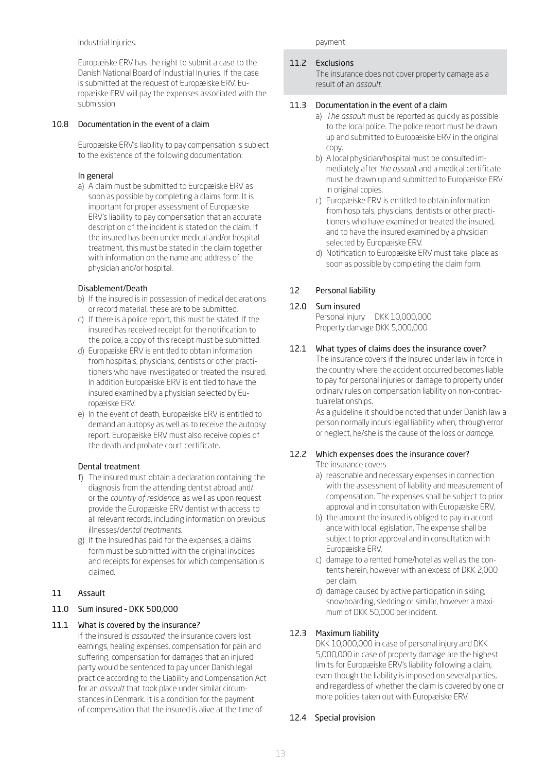Industrial Injuries.

Europæiske ERV has the right to submit a case to the Danish National Board of Industrial Injuries. If the case is submitted at the request of Europæiske ERV, Europæiske ERV will pay the expenses associated with the submission.

### 10.8 Documentation in the event of a claim

Europæiske ERV's liability to pay compensation is subject to the existence of the following documentation:

**In general**

a) A claim must be submitted to Europæiske ERV as soon as possible by completing a claims form. It is important for proper assessment of Europæiske ERV's liability to pay compensation that an accurate description of the incident is stated on the claim. If the insured has been under medical and/or hospital treatment, this must be stated in the claim together with information on the name and address of the physician and/or hospital.

**Disablement/Death**

b) If the insured is in possession of medical declarations or record material, these are to be submitted.
c) If there is a police report, this must be stated. If the insured has received receipt for the notification to the police, a copy of this receipt must be submitted.
d) Europæiske ERV is entitled to obtain information from hospitals, physicians, dentists or other practitioners who have investigated or treated the insured. In addition Europæiske ERV is entitled to have the insured examined by a physisian selected by Europæiske ERV.
e) In the event of death, Europæiske ERV is entitled to demand an autopsy as well as to receive the autopsy report. Europæiske ERV must also receive copies of the death and probate court certificate.

**Dental treatment**

f) The insured must obtain a declaration containing the diagnosis from the attending dentist abroad and/or the *country of residence*, as well as upon request provide the Europæiske ERV dentist with access to all relevant records, including information on previous illnesses/*dental treatments*.
g) If the Insured has paid for the expenses, a claims form must be submitted with the original invoices and receipts for expenses for which compensation is claimed.

## 11 Assault

### 11.0 Sum insured – DKK 500,000

### 11.1 What is covered by the insurance?

If the insured is *assaulted*, the insurance covers lost earnings, healing expenses, compensation for pain and suffering, compensation for damages that an injured party would be sentenced to pay under Danish legal practice according to the Liability and Compensation Act for an *assault* that took place under similar circumstances in Denmark. It is a condition for the payment of compensation that the insured is alive at the time of payment.

### 11.2 Exclusions

The insurance does not cover property damage as a result of an *assault*.

### 11.3 Documentation in the event of a claim

a) *The assault* must be reported as quickly as possible to the local police. The police report must be drawn up and submitted to Europæiske ERV in the original copy.
b) A local physician/hospital must be consulted immediately after *the assault* and a medical certificate must be drawn up and submitted to Europæiske ERV in original copies.
c) Europæiske ERV is entitled to obtain information from hospitals, physicians, dentists or other practitioners who have examined or treated the insured, and to have the insured examined by a physician selected by Europæiske ERV.
d) Notification to Europæiske ERV must take place as soon as possible by completing the claim form.

## 12 Personal liability

### 12.0 Sum insured

Personal injury DKK 10,000,000
Property damage DKK 5,000,000

### 12.1 What types of claims does the insurance cover?

The insurance covers if the Insured under law in force in the country where the accident occurred becomes liable to pay for personal injuries or damage to property under ordinary rules on compensation liability on non-contractualrelationships.

As a guideline it should be noted that under Danish law a person normally incurs legal liability when, through error or neglect, he/she is the cause of the loss or *damage*.

### 12.2 Which expenses does the insurance cover?

The insurance covers

a) reasonable and necessary expenses in connection with the assessment of liability and measurement of compensation. The expenses shall be subject to prior approval and in consultation with Europæiske ERV,
b) the amount the insured is obliged to pay in accordance with local legislation. The expense shall be subject to prior approval and in consultation with Europæiske ERV,
c) damage to a rented home/hotel as well as the contents herein, however with an excess of DKK 2,000 per claim.
d) damage caused by active participation in skiing, snowboarding, sledding or similar, however a maximum of DKK 50,000 per incident.

### 12.3 Maximum liability

DKK 10,000,000 in case of personal injury and DKK 5,000,000 in case of property damage are the highest limits for Europæiske ERV's liability following a claim, even though the liability is imposed on several parties, and regardless of whether the claim is covered by one or more policies taken out with Europæiske ERV.

### 12.4 Special provision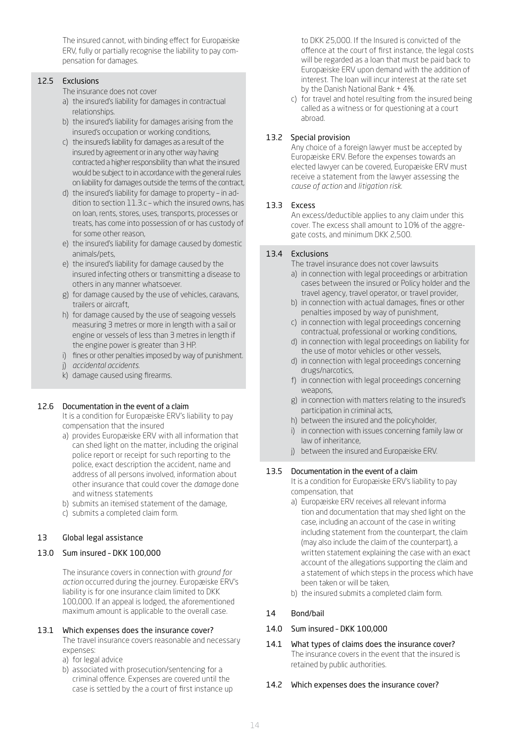The insured cannot, with binding effect for Europæiske ERV, fully or partially recognise the liability to pay compensation for damages.

### 12.5 Exclusions

The insurance does not cover

a) the insured's liability for damages in contractual relationships.
b) the insured's liability for damages arising from the insured's occupation or working conditions,
c) the insured's liability for damages as a result of the insured by agreement or in any other way having contracted a higher responsibility than what the insured would be subject to in accordance with the general rules on liability for damages outside the terms of the contract,
d) the insured's liability for damage to property – in addition to section 11.3.c – which the insured owns, has on loan, rents, stores, uses, transports, processes or treats, has come into possession of or has custody of for some other reason,
e) the insured's liability for damage caused by domestic animals/pets,
e) the insured's liability for damage caused by the insured infecting others or transmitting a disease to others in any manner whatsoever.
g) for damage caused by the use of vehicles, caravans, trailers or aircraft,
h) for damage caused by the use of seagoing vessels measuring 3 metres or more in length with a sail or engine or vessels of less than 3 metres in length if the engine power is greater than 3 HP.
i) fines or other penalties imposed by way of punishment.
j) *accidental accidents.*
k) damage caused using firearms.

### 12.6 Documentation in the event of a claim

It is a condition for Europæiske ERV's liability to pay compensation that the insured

a) provides Europæiske ERV with all information that can shed light on the matter, including the original police report or receipt for such reporting to the police, exact description the accident, name and address of all persons involved, information about other insurance that could cover the *damage* done and witness statements
b) submits an itemised statement of the damage,
c) submits a completed claim form.

## 13 Global legal assistance

### 13.0 Sum insured – DKK 100,000

The insurance covers in connection with *ground for action* occurred during the journey. Europæiske ERV's liability is for one insurance claim limited to DKK 100,000. If an appeal is lodged, the aforementioned maximum amount is applicable to the overall case.

### 13.1 Which expenses does the insurance cover?

The travel insurance covers reasonable and necessary expenses:

a) for legal advice
b) associated with prosecution/sentencing for a criminal offence. Expenses are covered until the case is settled by the a court of first instance up to DKK 25,000. If the Insured is convicted of the offence at the court of first instance, the legal costs will be regarded as a loan that must be paid back to Europæiske ERV upon demand with the addition of interest. The loan will incur interest at the rate set by the Danish National Bank + 4%.
c) for travel and hotel resulting from the insured being called as a witness or for questioning at a court abroad.

### 13.2 Special provision

Any choice of a foreign lawyer must be accepted by Europæiske ERV. Before the expenses towards an elected lawyer can be covered, Europæiske ERV must receive a statement from the lawyer assessing the *cause of action* and *litigation risk.*

### 13.3 Excess

An excess/deductible applies to any claim under this cover. The excess shall amount to 10% of the aggregate costs, and minimum DKK 2,500.

### 13.4 Exclusions

The travel insurance does not cover lawsuits

a) in connection with legal proceedings or arbitration cases between the insured or Policy holder and the travel agency, travel operator, or travel provider,
b) in connection with actual damages, fines or other penalties imposed by way of punishment,
c) in connection with legal proceedings concerning contractual, professional or working conditions,
d) in connection with legal proceedings on liability for the use of motor vehicles or other vessels,
d) in connection with legal proceedings concerning drugs/narcotics,
f) in connection with legal proceedings concerning weapons,
g) in connection with matters relating to the insured's participation in criminal acts,
h) between the insured and the policyholder,
i) in connection with issues concerning family law or law of inheritance,
j) between the insured and Europæiske ERV.

### 13.5 Documentation in the event of a claim

It is a condition for Europæiske ERV's liability to pay compensation, that

a) Europæiske ERV receives all relevant informa tion and documentation that may shed light on the case, including an account of the case in writing including statement from the counterpart, the claim (may also include the claim of the counterpart), a written statement explaining the case with an exact account of the allegations supporting the claim and a statement of which steps in the process which have been taken or will be taken,
b) the insured submits a completed claim form.

## 14 Bond/bail

### 14.0 Sum insured – DKK 100,000

### 14.1 What types of claims does the insurance cover?

The insurance covers in the event that the insured is retained by public authorities.

### 14.2 Which expenses does the insurance cover?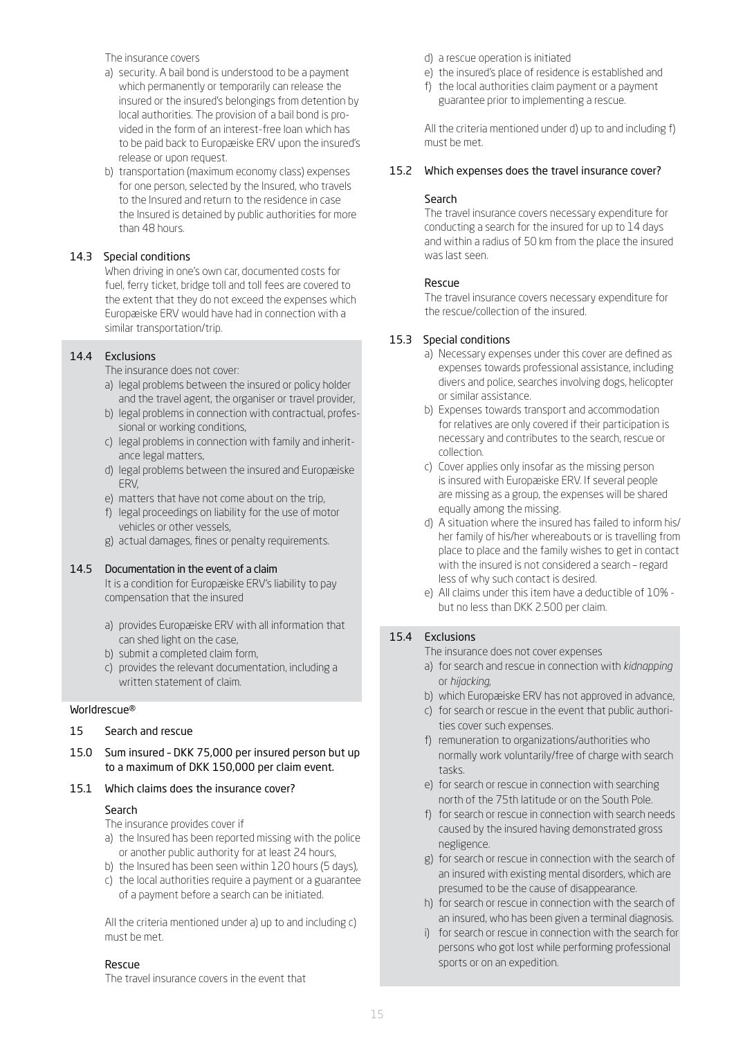The insurance covers

a) security. A bail bond is understood to be a payment which permanently or temporarily can release the insured or the insured's belongings from detention by local authorities. The provision of a bail bond is provided in the form of an interest-free loan which has to be paid back to Europæiske ERV upon the insured's release or upon request.
b) transportation (maximum economy class) expenses for one person, selected by the Insured, who travels to the Insured and return to the residence in case the Insured is detained by public authorities for more than 48 hours.

### 14.3 Special conditions

When driving in one's own car, documented costs for fuel, ferry ticket, bridge toll and toll fees are covered to the extent that they do not exceed the expenses which Europæiske ERV would have had in connection with a similar transportation/trip.

### 14.4 Exclusions

The insurance does not cover:

a) legal problems between the insured or policy holder and the travel agent, the organiser or travel provider,
b) legal problems in connection with contractual, professional or working conditions,
c) legal problems in connection with family and inheritance legal matters,
d) legal problems between the insured and Europæiske ERV,
e) matters that have not come about on the trip,
f) legal proceedings on liability for the use of motor vehicles or other vessels,
g) actual damages, fines or penalty requirements.

### 14.5 Documentation in the event of a claim

It is a condition for Europæiske ERV's liability to pay compensation that the insured

a) provides Europæiske ERV with all information that can shed light on the case,
b) submit a completed claim form,
c) provides the relevant documentation, including a written statement of claim.

Worldrescue®

## 15 Search and rescue

### 15.0 Sum insured – DKK 75,000 per insured person but up to a maximum of DKK 150,000 per claim event.

### 15.1 Which claims does the insurance cover?

**Search**

The insurance provides cover if

a) the Insured has been reported missing with the police or another public authority for at least 24 hours,
b) the Insured has been seen within 120 hours (5 days),
c) the local authorities require a payment or a guarantee of a payment before a search can be initiated.

All the criteria mentioned under a) up to and including c) must be met.

**Rescue**

The travel insurance covers in the event that

d) a rescue operation is initiated
e) the insured's place of residence is established and
f) the local authorities claim payment or a payment guarantee prior to implementing a rescue.

All the criteria mentioned under d) up to and including f) must be met.

### 15.2 Which expenses does the travel insurance cover?

**Search**

The travel insurance covers necessary expenditure for conducting a search for the insured for up to 14 days and within a radius of 50 km from the place the insured was last seen.

**Rescue**

The travel insurance covers necessary expenditure for the rescue/collection of the insured.

### 15.3 Special conditions

a) Necessary expenses under this cover are defined as expenses towards professional assistance, including divers and police, searches involving dogs, helicopter or similar assistance.
b) Expenses towards transport and accommodation for relatives are only covered if their participation is necessary and contributes to the search, rescue or collection.
c) Cover applies only insofar as the missing person is insured with Europæiske ERV. If several people are missing as a group, the expenses will be shared equally among the missing.
d) A situation where the insured has failed to inform his/her family of his/her whereabouts or is travelling from place to place and the family wishes to get in contact with the insured is not considered a search – regard less of why such contact is desired.
e) All claims under this item have a deductible of 10% - but no less than DKK 2.500 per claim.

### 15.4 Exclusions

The insurance does not cover expenses

a) for search and rescue in connection with *kidnapping* or *hijacking*,
b) which Europæiske ERV has not approved in advance,
c) for search or rescue in the event that public authorities cover such expenses.
f) remuneration to organizations/authorities who normally work voluntarily/free of charge with search tasks.
e) for search or rescue in connection with searching north of the 75th latitude or on the South Pole.
f) for search or rescue in connection with search needs caused by the insured having demonstrated gross negligence.
g) for search or rescue in connection with the search of an insured with existing mental disorders, which are presumed to be the cause of disappearance.
h) for search or rescue in connection with the search of an insured, who has been given a terminal diagnosis.
i) for search or rescue in connection with the search for persons who got lost while performing professional sports or on an expedition.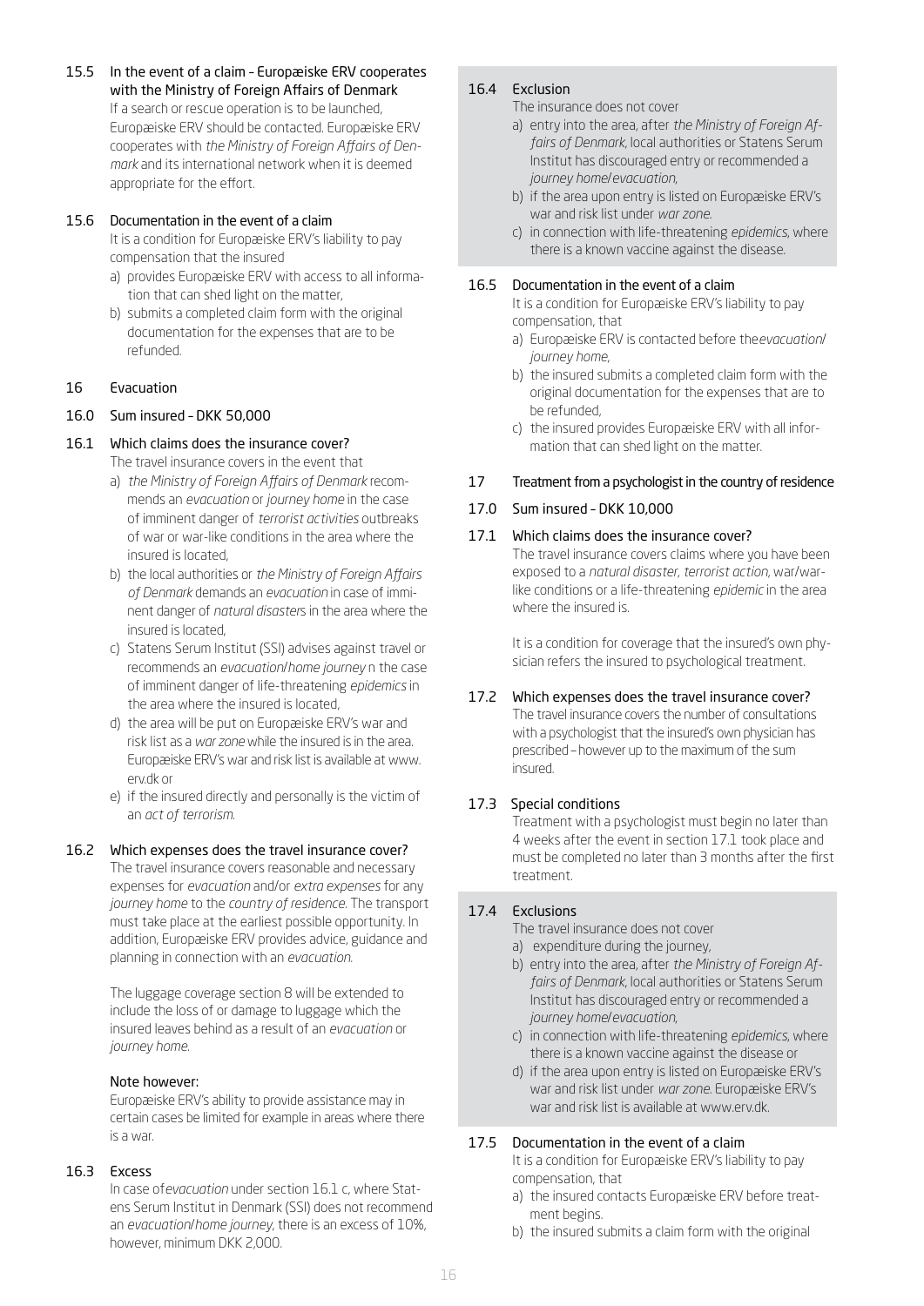### 15.5 In the event of a claim – Europæiske ERV cooperates with the Ministry of Foreign Affairs of Denmark

If a search or rescue operation is to be launched, Europæiske ERV should be contacted. Europæiske ERV cooperates with *the Ministry of Foreign Affairs of Denmark* and its international network when it is deemed appropriate for the effort.

### 15.6 Documentation in the event of a claim

It is a condition for Europæiske ERV's liability to pay compensation that the insured

a) provides Europæiske ERV with access to all information that can shed light on the matter,
b) submits a completed claim form with the original documentation for the expenses that are to be refunded.

## 16 Evacuation

### 16.0 Sum insured – DKK 50,000

### 16.1 Which claims does the insurance cover?

The travel insurance covers in the event that

a) *the Ministry of Foreign Affairs of Denmark* recommends an *evacuation* or *journey home* in the case of imminent danger of *terrorist activities* outbreaks of war or war-like conditions in the area where the insured is located,
b) the local authorities or *the Ministry of Foreign Affairs of Denmark* demands an *evacuation* in case of imminent danger of *natural disasters* in the area where the insured is located,
c) Statens Serum Institut (SSI) advises against travel or recommends an *evacuation/home journey* n the case of imminent danger of life-threatening *epidemics* in the area where the insured is located,
d) the area will be put on Europæiske ERV's war and risk list as a *war zone* while the insured is in the area. Europæiske ERV's war and risk list is available at www.erv.dk or
e) if the insured directly and personally is the victim of an *act of terrorism*.

### 16.2 Which expenses does the travel insurance cover?

The travel insurance covers reasonable and necessary expenses for *evacuation* and/or *extra expenses* for any *journey home* to the *country of residence*. The transport must take place at the earliest possible opportunity. In addition, Europæiske ERV provides advice, guidance and planning in connection with an *evacuation*.

The luggage coverage section 8 will be extended to include the loss of or damage to luggage which the insured leaves behind as a result of an *evacuation* or *journey home*.

**Note however:**

Europæiske ERV's ability to provide assistance may in certain cases be limited for example in areas where there is a war.

### 16.3 Excess

In case of*evacuation* under section 16.1 c, where Statens Serum Institut in Denmark (SSI) does not recommend an *evacuation/home journey*, there is an excess of 10%, however, minimum DKK 2,000.

### 16.4 Exclusion

The insurance does not cover

a) entry into the area, after *the Ministry of Foreign Affairs of Denmark*, local authorities or Statens Serum Institut has discouraged entry or recommended a *journey home/evacuation*,
b) if the area upon entry is listed on Europæiske ERV's war and risk list under *war zone*.
c) in connection with life-threatening *epidemics*, where there is a known vaccine against the disease.

### 16.5 Documentation in the event of a claim

It is a condition for Europæiske ERV's liability to pay compensation, that

a) Europæiske ERV is contacted before the*evacuation/journey home*,
b) the insured submits a completed claim form with the original documentation for the expenses that are to be refunded,
c) the insured provides Europæiske ERV with all information that can shed light on the matter.

## 17 Treatment from a psychologist in the country of residence

### 17.0 Sum insured – DKK 10,000

### 17.1 Which claims does the insurance cover?

The travel insurance covers claims where you have been exposed to a *natural disaster*, *terrorist action*, war/war-like conditions or a life-threatening *epidemic* in the area where the insured is.

It is a condition for coverage that the insured's own physician refers the insured to psychological treatment.

### 17.2 Which expenses does the travel insurance cover?

The travel insurance covers the number of consultations with a psychologist that the insured's own physician has prescribed – however up to the maximum of the sum insured.

### 17.3 Special conditions

Treatment with a psychologist must begin no later than 4 weeks after the event in section 17.1 took place and must be completed no later than 3 months after the first treatment.

### 17.4 Exclusions

The travel insurance does not cover

a) expenditure during the journey,
b) entry into the area, after *the Ministry of Foreign Affairs of Denmark*, local authorities or Statens Serum Institut has discouraged entry or recommended a *journey home/evacuation*,
c) in connection with life-threatening *epidemics*, where there is a known vaccine against the disease or
d) if the area upon entry is listed on Europæiske ERV's war and risk list under *war zone*. Europæiske ERV's war and risk list is available at www.erv.dk.

### 17.5 Documentation in the event of a claim

It is a condition for Europæiske ERV's liability to pay compensation, that

a) the insured contacts Europæiske ERV before treatment begins.
b) the insured submits a claim form with the original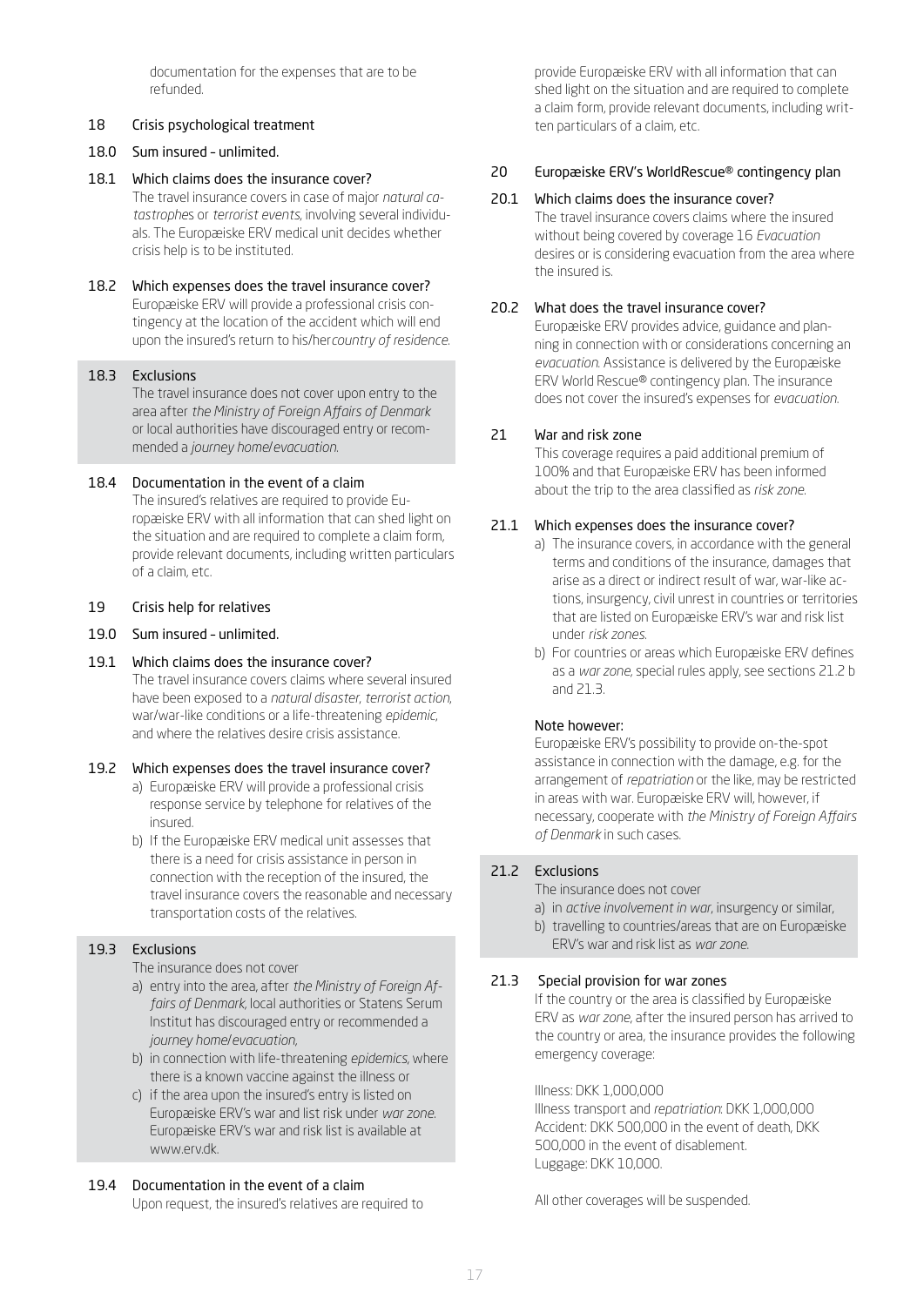documentation for the expenses that are to be refunded.

## 18 Crisis psychological treatment

### 18.0 Sum insured – unlimited.

### 18.1 Which claims does the insurance cover?

The travel insurance covers in case of major *natural catastrophes* or *terrorist events*, involving several individuals. The Europæiske ERV medical unit decides whether crisis help is to be instituted.

### 18.2 Which expenses does the travel insurance cover?

Europæiske ERV will provide a professional crisis contingency at the location of the accident which will end upon the insured's return to his/her *country of residence*.

### 18.3 Exclusions

The travel insurance does not cover upon entry to the area after *the Ministry of Foreign Affairs of Denmark* or local authorities have discouraged entry or recommended a *journey home/evacuation*.

### 18.4 Documentation in the event of a claim

The insured's relatives are required to provide Europæiske ERV with all information that can shed light on the situation and are required to complete a claim form, provide relevant documents, including written particulars of a claim, etc.

## 19 Crisis help for relatives

### 19.0 Sum insured – unlimited.

### 19.1 Which claims does the insurance cover?

The travel insurance covers claims where several insured have been exposed to a *natural disaster*, *terrorist action*, war/war-like conditions or a life-threatening *epidemic*, and where the relatives desire crisis assistance.

### 19.2 Which expenses does the travel insurance cover?

a) Europæiske ERV will provide a professional crisis response service by telephone for relatives of the insured.
b) If the Europæiske ERV medical unit assesses that there is a need for crisis assistance in person in connection with the reception of the insured, the travel insurance covers the reasonable and necessary transportation costs of the relatives.

### 19.3 Exclusions

The insurance does not cover

a) entry into the area, after *the Ministry of Foreign Affairs of Denmark*, local authorities or Statens Serum Institut has discouraged entry or recommended a *journey home/evacuation*,
b) in connection with life-threatening *epidemics*, where there is a known vaccine against the illness or
c) if the area upon the insured's entry is listed on Europæiske ERV's war and list risk under *war zone*. Europæiske ERV's war and risk list is available at www.erv.dk.

### 19.4 Documentation in the event of a claim

Upon request, the insured's relatives are required to provide Europæiske ERV with all information that can shed light on the situation and are required to complete a claim form, provide relevant documents, including written particulars of a claim, etc.

## 20 Europæiske ERV's WorldRescue® contingency plan

### 20.1 Which claims does the insurance cover?

The travel insurance covers claims where the insured without being covered by coverage 16 *Evacuation* desires or is considering evacuation from the area where the insured is.

### 20.2 What does the travel insurance cover?

Europæiske ERV provides advice, guidance and planning in connection with or considerations concerning an *evacuation*. Assistance is delivered by the Europæiske ERV World Rescue® contingency plan. The insurance does not cover the insured's expenses for *evacuation*.

## 21 War and risk zone

This coverage requires a paid additional premium of 100% and that Europæiske ERV has been informed about the trip to the area classified as *risk zone*.

### 21.1 Which expenses does the insurance cover?

a) The insurance covers, in accordance with the general terms and conditions of the insurance, damages that arise as a direct or indirect result of war, war-like actions, insurgency, civil unrest in countries or territories that are listed on Europæiske ERV's war and risk list under *risk zones*.
b) For countries or areas which Europæiske ERV defines as a *war zone*, special rules apply, see sections 21.2 b and 21.3.

Note however:

Europæiske ERV's possibility to provide on-the-spot assistance in connection with the damage, e.g. for the arrangement of *repatriation* or the like, may be restricted in areas with war. Europæiske ERV will, however, if necessary, cooperate with *the Ministry of Foreign Affairs of Denmark* in such cases.

### 21.2 Exclusions

The insurance does not cover

a) in *active involvement in war*, insurgency or similar,
b) travelling to countries/areas that are on Europæiske ERV's war and risk list as *war zone*.

### 21.3 Special provision for war zones

If the country or the area is classified by Europæiske ERV as *war zone*, after the insured person has arrived to the country or area, the insurance provides the following emergency coverage:

Illness: DKK 1,000,000
Illness transport and *repatriation*: DKK 1,000,000
Accident: DKK 500,000 in the event of death, DKK 500,000 in the event of disablement.
Luggage: DKK 10,000.

All other coverages will be suspended.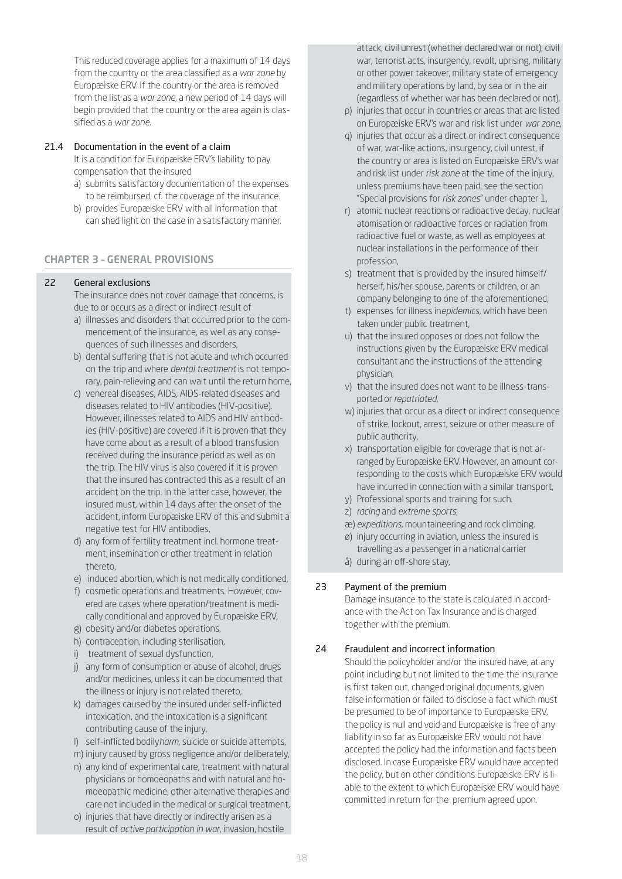This reduced coverage applies for a maximum of 14 days from the country or the area classified as a *war zone* by Europæiske ERV. If the country or the area is removed from the list as a *war zone*, a new period of 14 days will begin provided that the country or the area again is classified as a *war zone*.

### 21.4 Documentation in the event of a claim

It is a condition for Europæiske ERV's liability to pay compensation that the insured

a) submits satisfactory documentation of the expenses to be reimbursed, cf. the coverage of the insurance.
b) provides Europæiske ERV with all information that can shed light on the case in a satisfactory manner.

## CHAPTER 3 – GENERAL PROVISIONS

### 22 General exclusions

The insurance does not cover damage that concerns, is due to or occurs as a direct or indirect result of

a) illnesses and disorders that occurred prior to the commencement of the insurance, as well as any consequences of such illnesses and disorders,
b) dental suffering that is not acute and which occurred on the trip and where *dental treatment* is not temporary, pain-relieving and can wait until the return home,
c) venereal diseases, AIDS, AIDS-related diseases and diseases related to HIV antibodies (HIV-positive). However, illnesses related to AIDS and HIV antibodies (HIV-positive) are covered if it is proven that they have come about as a result of a blood transfusion received during the insurance period as well as on the trip. The HIV virus is also covered if it is proven that the insured has contracted this as a result of an accident on the trip. In the latter case, however, the insured must, within 14 days after the onset of the accident, inform Europæiske ERV of this and submit a negative test for HIV antibodies,
d) any form of fertility treatment incl. hormone treatment, insemination or other treatment in relation thereto,
e) induced abortion, which is not medically conditioned,
f) cosmetic operations and treatments. However, covered are cases where operation/treatment is medically conditional and approved by Europæiske ERV,
g) obesity and/or diabetes operations,
h) contraception, including sterilisation,
i) treatment of sexual dysfunction,
j) any form of consumption or abuse of alcohol, drugs and/or medicines, unless it can be documented that the illness or injury is not related thereto,
k) damages caused by the insured under self-inflicted intoxication, and the intoxication is a significant contributing cause of the injury,
l) self-inflicted bodily*harm*, suicide or suicide attempts,
m) injury caused by gross negligence and/or deliberately,
n) any kind of experimental care, treatment with natural physicians or homoeopaths and with natural and homoeopathic medicine, other alternative therapies and care not included in the medical or surgical treatment,
o) injuries that have directly or indirectly arisen as a result of *active participation in war*, invasion, hostile attack, civil unrest (whether declared war or not), civil war, terrorist acts, insurgency, revolt, uprising, military or other power takeover, military state of emergency and military operations by land, by sea or in the air (regardless of whether war has been declared or not),
p) injuries that occur in countries or areas that are listed on Europæiske ERV's war and risk list under *war zone*,
q) injuries that occur as a direct or indirect consequence of war, war-like actions, insurgency, civil unrest, if the country or area is listed on Europæiske ERV's war and risk list under *risk zone* at the time of the injury, unless premiums have been paid, see the section "Special provisions for *risk zones*" under chapter 1,
r) atomic nuclear reactions or radioactive decay, nuclear atomisation or radioactive forces or radiation from radioactive fuel or waste, as well as employees at nuclear installations in the performance of their profession,
s) treatment that is provided by the insured himself/herself, his/her spouse, parents or children, or an company belonging to one of the aforementioned,
t) expenses for illness in*epidemics*, which have been taken under public treatment,
u) that the insured opposes or does not follow the instructions given by the Europæiske ERV medical consultant and the instructions of the attending physician,
v) that the insured does not want to be illness-transported or *repatriated*,
w) injuries that occur as a direct or indirect consequence of strike, lockout, arrest, seizure or other measure of public authority,
x) transportation eligible for coverage that is not arranged by Europæiske ERV. However, an amount corresponding to the costs which Europæiske ERV would have incurred in connection with a similar transport,
y) Professional sports and training for such.
z) *racing* and *extreme sports*,
æ) *expeditions*, mountaineering and rock climbing.
ø) injury occurring in aviation, unless the insured is travelling as a passenger in a national carrier
å) during an off-shore stay,

### 23 Payment of the premium

Damage insurance to the state is calculated in accordance with the Act on Tax Insurance and is charged together with the premium.

### 24 Fraudulent and incorrect information

Should the policyholder and/or the insured have, at any point including but not limited to the time the insurance is first taken out, changed original documents, given false information or failed to disclose a fact which must be presumed to be of importance to Europæiske ERV, the policy is null and void and Europæiske is free of any liability in so far as Europæiske ERV would not have accepted the policy had the information and facts been disclosed. In case Europæiske ERV would have accepted the policy, but on other conditions Europæiske ERV is liable to the extent to which Europæiske ERV would have committed in return for the premium agreed upon.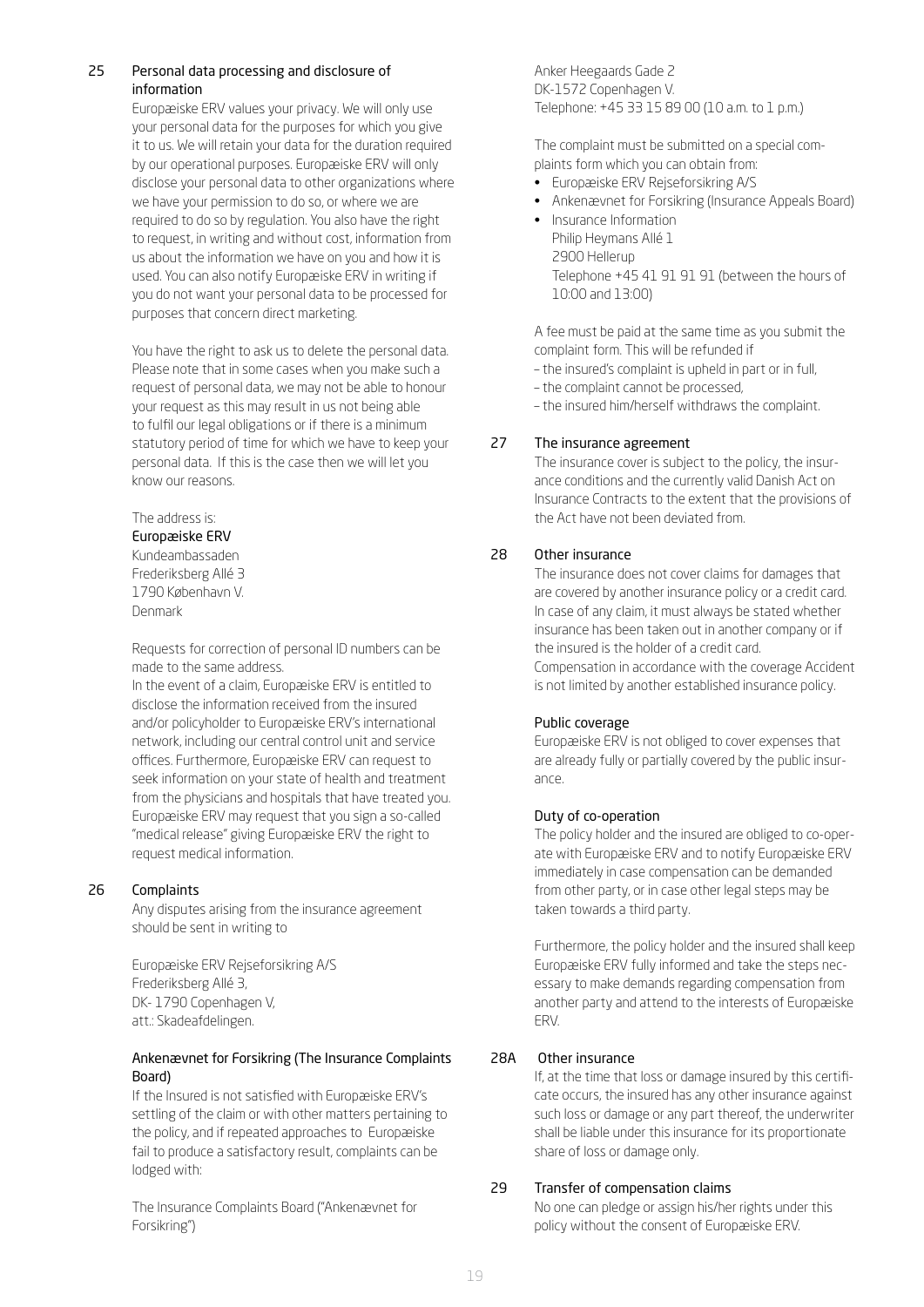## 25 Personal data processing and disclosure of information

Europæiske ERV values your privacy. We will only use your personal data for the purposes for which you give it to us. We will retain your data for the duration required by our operational purposes. Europæiske ERV will only disclose your personal data to other organizations where we have your permission to do so, or where we are required to do so by regulation. You also have the right to request, in writing and without cost, information from us about the information we have on you and how it is used. You can also notify Europæiske ERV in writing if you do not want your personal data to be processed for purposes that concern direct marketing.

You have the right to ask us to delete the personal data. Please note that in some cases when you make such a request of personal data, we may not be able to honour your request as this may result in us not being able to fulfil our legal obligations or if there is a minimum statutory period of time for which we have to keep your personal data. If this is the case then we will let you know our reasons.

The address is:
Europæiske ERV
Kundeambassaden
Frederiksberg Allé 3
1790 København V.
Denmark

Requests for correction of personal ID numbers can be made to the same address.
In the event of a claim, Europæiske ERV is entitled to disclose the information received from the insured and/or policyholder to Europæiske ERV's international network, including our central control unit and service offices. Furthermore, Europæiske ERV can request to seek information on your state of health and treatment from the physicians and hospitals that have treated you. Europæiske ERV may request that you sign a so-called "medical release" giving Europæiske ERV the right to request medical information.

## 26 Complaints

Any disputes arising from the insurance agreement should be sent in writing to

Europæiske ERV Rejseforsikring A/S
Frederiksberg Allé 3,
DK- 1790 Copenhagen V,
att.: Skadeafdelingen.

### Ankenævnet for Forsikring (The Insurance Complaints Board)

If the Insured is not satisfied with Europæiske ERV's settling of the claim or with other matters pertaining to the policy, and if repeated approaches to Europæiske fail to produce a satisfactory result, complaints can be lodged with:

The Insurance Complaints Board ("Ankenævnet for Forsikring")
Anker Heegaards Gade 2
DK-1572 Copenhagen V.
Telephone: +45 33 15 89 00 (10 a.m. to 1 p.m.)

The complaint must be submitted on a special complaints form which you can obtain from:

- Europæiske ERV Rejseforsikring A/S
- Ankenævnet for Forsikring (Insurance Appeals Board)
- Insurance Information
  Philip Heymans Allé 1
  2900 Hellerup
  Telephone +45 41 91 91 91 (between the hours of 10:00 and 13:00)

A fee must be paid at the same time as you submit the complaint form. This will be refunded if
– the insured's complaint is upheld in part or in full,
– the complaint cannot be processed,
– the insured him/herself withdraws the complaint.

## 27 The insurance agreement

The insurance cover is subject to the policy, the insurance conditions and the currently valid Danish Act on Insurance Contracts to the extent that the provisions of the Act have not been deviated from.

## 28 Other insurance

The insurance does not cover claims for damages that are covered by another insurance policy or a credit card. In case of any claim, it must always be stated whether insurance has been taken out in another company or if the insured is the holder of a credit card.
Compensation in accordance with the coverage Accident is not limited by another established insurance policy.

### Public coverage

Europæiske ERV is not obliged to cover expenses that are already fully or partially covered by the public insurance.

### Duty of co-operation

The policy holder and the insured are obliged to co-operate with Europæiske ERV and to notify Europæiske ERV immediately in case compensation can be demanded from other party, or in case other legal steps may be taken towards a third party.

Furthermore, the policy holder and the insured shall keep Europæiske ERV fully informed and take the steps necessary to make demands regarding compensation from another party and attend to the interests of Europæiske ERV.

## 28A Other insurance

If, at the time that loss or damage insured by this certificate occurs, the insured has any other insurance against such loss or damage or any part thereof, the underwriter shall be liable under this insurance for its proportionate share of loss or damage only.

## 29 Transfer of compensation claims

No one can pledge or assign his/her rights under this policy without the consent of Europæiske ERV.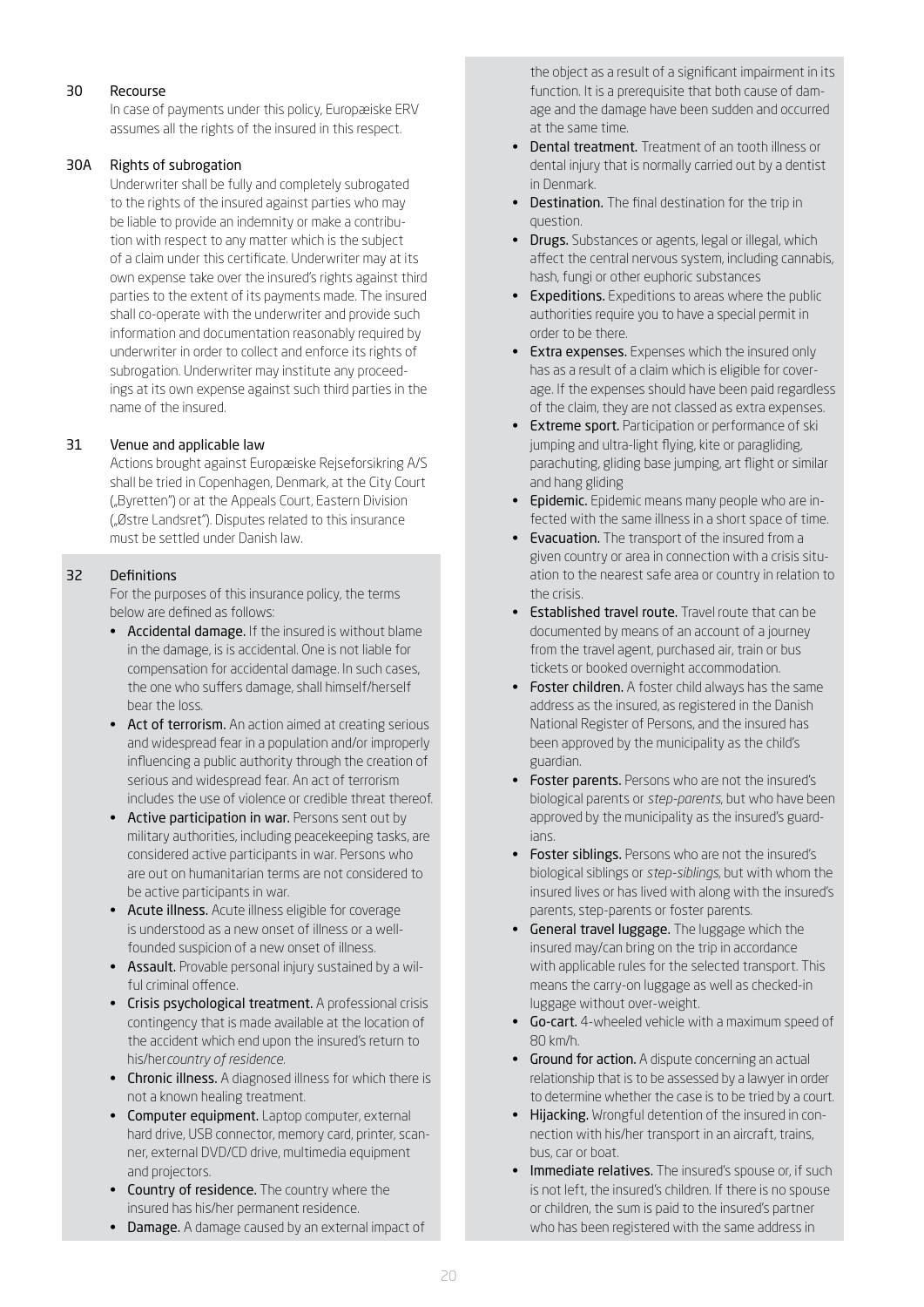## 30 Recourse

In case of payments under this policy, Europæiske ERV assumes all the rights of the insured in this respect.

## 30A Rights of subrogation

Underwriter shall be fully and completely subrogated to the rights of the insured against parties who may be liable to provide an indemnity or make a contribution with respect to any matter which is the subject of a claim under this certificate. Underwriter may at its own expense take over the insured's rights against third parties to the extent of its payments made. The insured shall co-operate with the underwriter and provide such information and documentation reasonably required by underwriter in order to collect and enforce its rights of subrogation. Underwriter may institute any proceedings at its own expense against such third parties in the name of the insured.

## 31 Venue and applicable law

Actions brought against Europæiske Rejseforsikring A/S shall be tried in Copenhagen, Denmark, at the City Court („Byretten") or at the Appeals Court, Eastern Division („Østre Landsret"). Disputes related to this insurance must be settled under Danish law.

## 32 Definitions

For the purposes of this insurance policy, the terms below are defined as follows:

- **Accidental damage.** If the insured is without blame in the damage, is is accidental. One is not liable for compensation for accidental damage. In such cases, the one who suffers damage, shall himself/herself bear the loss.
- **Act of terrorism.** An action aimed at creating serious and widespread fear in a population and/or improperly influencing a public authority through the creation of serious and widespread fear. An act of terrorism includes the use of violence or credible threat thereof.
- **Active participation in war.** Persons sent out by military authorities, including peacekeeping tasks, are considered active participants in war. Persons who are out on humanitarian terms are not considered to be active participants in war.
- **Acute illness.** Acute illness eligible for coverage is understood as a new onset of illness or a well-founded suspicion of a new onset of illness.
- **Assault.** Provable personal injury sustained by a wilful criminal offence.
- **Crisis psychological treatment.** A professional crisis contingency that is made available at the location of the accident which end upon the insured's return to his/her*country of residence*.
- **Chronic illness.** A diagnosed illness for which there is not a known healing treatment.
- **Computer equipment.** Laptop computer, external hard drive, USB connector, memory card, printer, scanner, external DVD/CD drive, multimedia equipment and projectors.
- **Country of residence.** The country where the insured has his/her permanent residence.
- **Damage.** A damage caused by an external impact of the object as a result of a significant impairment in its function. It is a prerequisite that both cause of damage and the damage have been sudden and occurred at the same time.
- **Dental treatment.** Treatment of an tooth illness or dental injury that is normally carried out by a dentist in Denmark.
- **Destination.** The final destination for the trip in question.
- **Drugs.** Substances or agents, legal or illegal, which affect the central nervous system, including cannabis, hash, fungi or other euphoric substances
- **Expeditions.** Expeditions to areas where the public authorities require you to have a special permit in order to be there.
- **Extra expenses.** Expenses which the insured only has as a result of a claim which is eligible for coverage. If the expenses should have been paid regardless of the claim, they are not classed as extra expenses.
- **Extreme sport.** Participation or performance of ski jumping and ultra-light flying, kite or paragliding, parachuting, gliding base jumping, art flight or similar and hang gliding
- **Epidemic.** Epidemic means many people who are infected with the same illness in a short space of time.
- **Evacuation.** The transport of the insured from a given country or area in connection with a crisis situation to the nearest safe area or country in relation to the crisis.
- **Established travel route.** Travel route that can be documented by means of an account of a journey from the travel agent, purchased air, train or bus tickets or booked overnight accommodation.
- **Foster children.** A foster child always has the same address as the insured, as registered in the Danish National Register of Persons, and the insured has been approved by the municipality as the child's guardian.
- **Foster parents.** Persons who are not the insured's biological parents or *step-parents*, but who have been approved by the municipality as the insured's guardians.
- **Foster siblings.** Persons who are not the insured's biological siblings or *step-siblings*, but with whom the insured lives or has lived with along with the insured's parents, step-parents or foster parents.
- **General travel luggage.** The luggage which the insured may/can bring on the trip in accordance with applicable rules for the selected transport. This means the carry-on luggage as well as checked-in luggage without over-weight.
- **Go-cart.** 4-wheeled vehicle with a maximum speed of 80 km/h.
- **Ground for action.** A dispute concerning an actual relationship that is to be assessed by a lawyer in order to determine whether the case is to be tried by a court.
- **Hijacking.** Wrongful detention of the insured in connection with his/her transport in an aircraft, trains, bus, car or boat.
- **Immediate relatives.** The insured's spouse or, if such is not left, the insured's children. If there is no spouse or children, the sum is paid to the insured's partner who has been registered with the same address in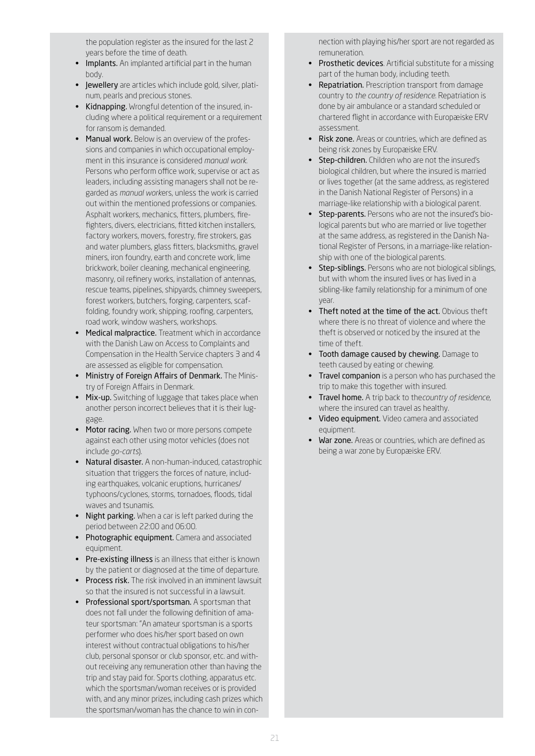the population register as the insured for the last 2 years before the time of death.

- **Implants.** An implanted artificial part in the human body.
- **Jewellery** are articles which include gold, silver, platinum, pearls and precious stones.
- **Kidnapping.** Wrongful detention of the insured, including where a political requirement or a requirement for ransom is demanded.
- **Manual work.** Below is an overview of the professions and companies in which occupational employment in this insurance is considered *manual work*. Persons who perform office work, supervise or act as leaders, including assisting managers shall not be regarded as *manual work*ers, unless the work is carried out within the mentioned professions or companies. Asphalt workers, mechanics, fitters, plumbers, firefighters, divers, electricians, fitted kitchen installers, factory workers, movers, forestry, fire strokers, gas and water plumbers, glass fitters, blacksmiths, gravel miners, iron foundry, earth and concrete work, lime brickwork, boiler cleaning, mechanical engineering, masonry, oil refinery works, installation of antennas, rescue teams, pipelines, shipyards, chimney sweepers, forest workers, butchers, forging, carpenters, scaffolding, foundry work, shipping, roofing, carpenters, road work, window washers, workshops.
- **Medical malpractice.** Treatment which in accordance with the Danish Law on Access to Complaints and Compensation in the Health Service chapters 3 and 4 are assessed as eligible for compensation.
- **Ministry of Foreign Affairs of Denmark.** The Ministry of Foreign Affairs in Denmark.
- **Mix-up.** Switching of luggage that takes place when another person incorrect believes that it is their luggage.
- **Motor racing.** When two or more persons compete against each other using motor vehicles (does not include *go-carts*).
- **Natural disaster.** A non-human-induced, catastrophic situation that triggers the forces of nature, including earthquakes, volcanic eruptions, hurricanes/typhoons/cyclones, storms, tornadoes, floods, tidal waves and tsunamis.
- **Night parking.** When a car is left parked during the period between 22:00 and 06:00.
- **Photographic equipment.** Camera and associated equipment.
- **Pre-existing illness** is an illness that either is known by the patient or diagnosed at the time of departure.
- **Process risk.** The risk involved in an imminent lawsuit so that the insured is not successful in a lawsuit.
- **Professional sport/sportsman.** A sportsman that does not fall under the following definition of amateur sportsman: "An amateur sportsman is a sports performer who does his/her sport based on own interest without contractual obligations to his/her club, personal sponsor or club sponsor, etc. and without receiving any remuneration other than having the trip and stay paid for. Sports clothing, apparatus etc. which the sportsman/woman receives or is provided with, and any minor prizes, including cash prizes which the sportsman/woman has the chance to win in connection with playing his/her sport are not regarded as remuneration.
- **Prosthetic devices**. Artificial substitute for a missing part of the human body, including teeth.
- **Repatriation.** Prescription transport from damage country to *the country of residence*. Repatriation is done by air ambulance or a standard scheduled or chartered flight in accordance with Europæiske ERV assessment.
- **Risk zone.** Areas or countries, which are defined as being risk zones by Europæiske ERV.
- **Step-children.** Children who are not the insured's biological children, but where the insured is married or lives together (at the same address, as registered in the Danish National Register of Persons) in a marriage-like relationship with a biological parent.
- **Step-parents.** Persons who are not the insured's biological parents but who are married or live together at the same address, as registered in the Danish National Register of Persons, in a marriage-like relationship with one of the biological parents.
- **Step-siblings.** Persons who are not biological siblings, but with whom the insured lives or has lived in a sibling-like family relationship for a minimum of one year.
- **Theft noted at the time of the act.** Obvious theft where there is no threat of violence and where the theft is observed or noticed by the insured at the time of theft.
- **Tooth damage caused by chewing.** Damage to teeth caused by eating or chewing.
- **Travel companion** is a person who has purchased the trip to make this together with insured.
- **Travel home.** A trip back to the*country of residence*, where the insured can travel as healthy.
- **Video equipment.** Video camera and associated equipment.
- **War zone.** Areas or countries, which are defined as being a war zone by Europæiske ERV.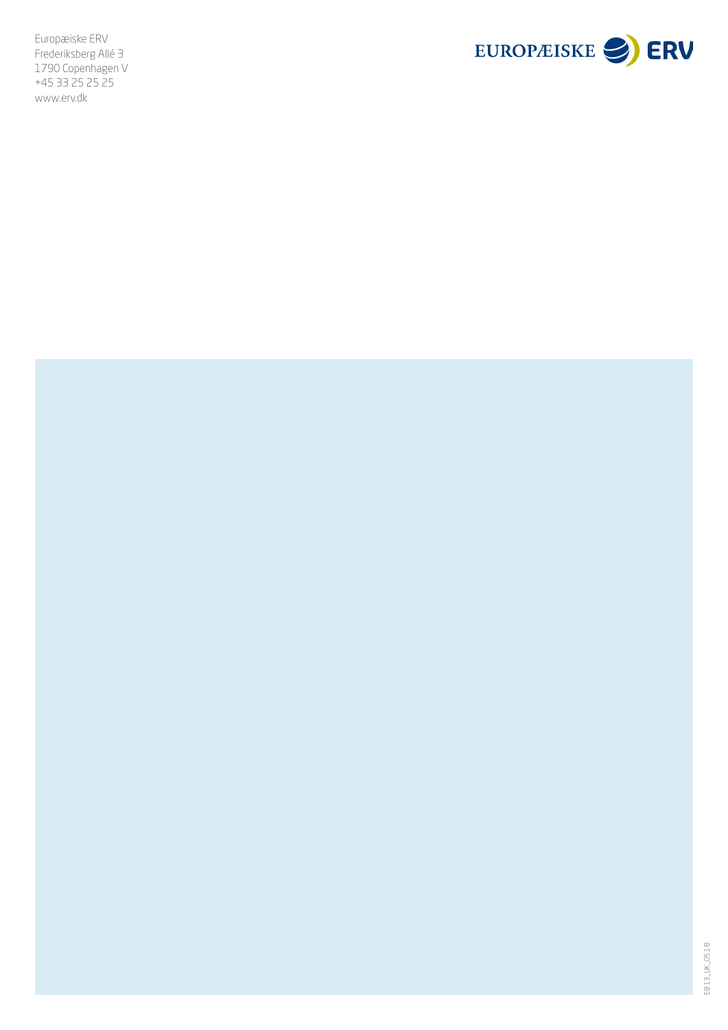Europæiske ERV
Frederiksberg Allé 3
1790 Copenhagen V
+45 33 25 25 25
www.erv.dk

EUROPÆISKE ERV

E813_UK_0518